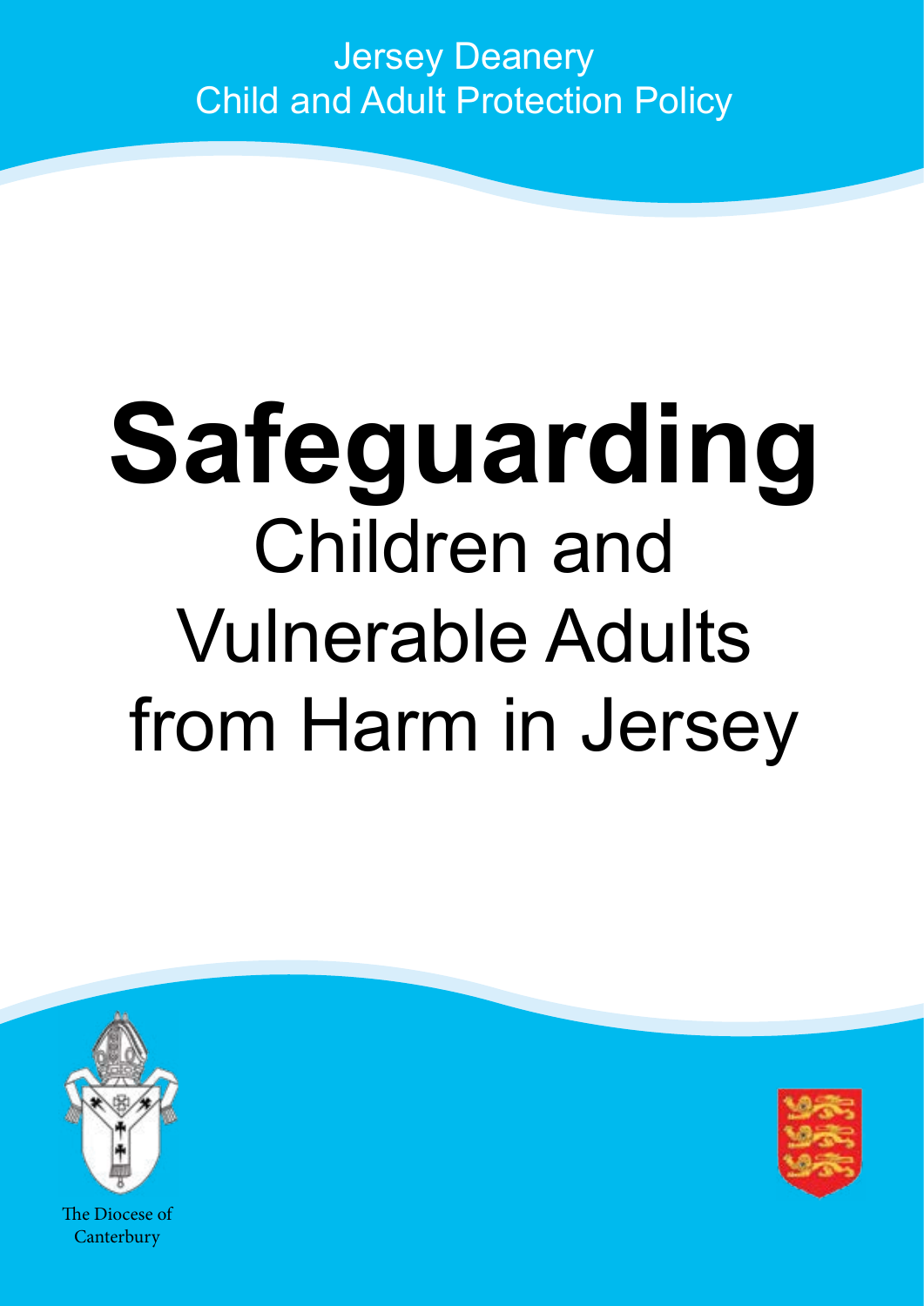Jersey Deanery
Child and Adult Protection Policy

# Safeguarding

## Children and Vulnerable Adults from Harm in Jersey

The Diocese of Canterbury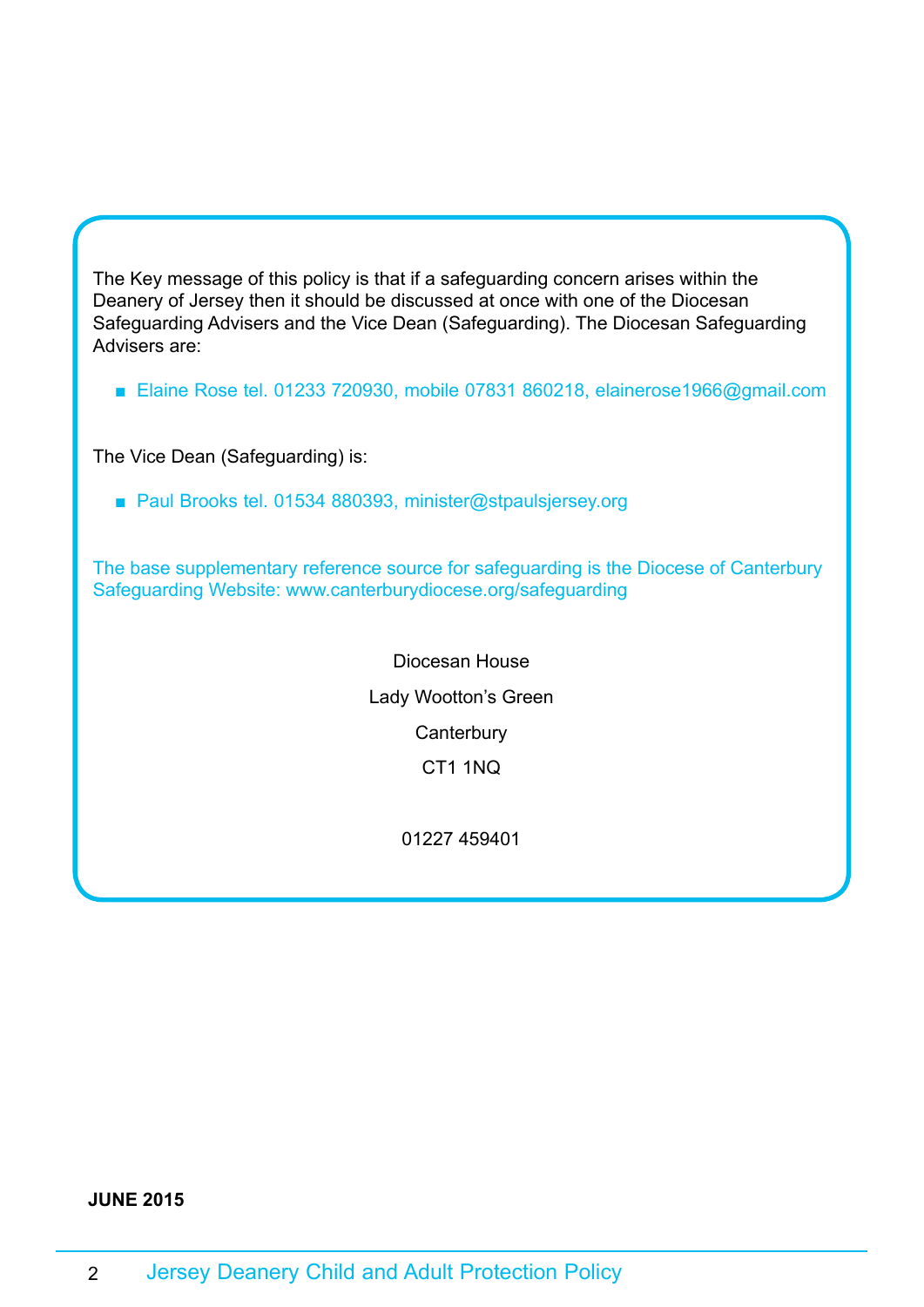The Key message of this policy is that if a safeguarding concern arises within the Deanery of Jersey then it should be discussed at once with one of the Diocesan Safeguarding Advisers and the Vice Dean (Safeguarding). The Diocesan Safeguarding Advisers are:

- Elaine Rose tel. 01233 720930, mobile 07831 860218, elainerose1966@gmail.com

The Vice Dean (Safeguarding) is:

- Paul Brooks tel. 01534 880393, minister@stpaulsjersey.org

The base supplementary reference source for safeguarding is the Diocese of Canterbury Safeguarding Website: www.canterburydiocese.org/safeguarding

Diocesan House

Lady Wootton's Green

Canterbury

CT1 1NQ

01227 459401

**JUNE 2015**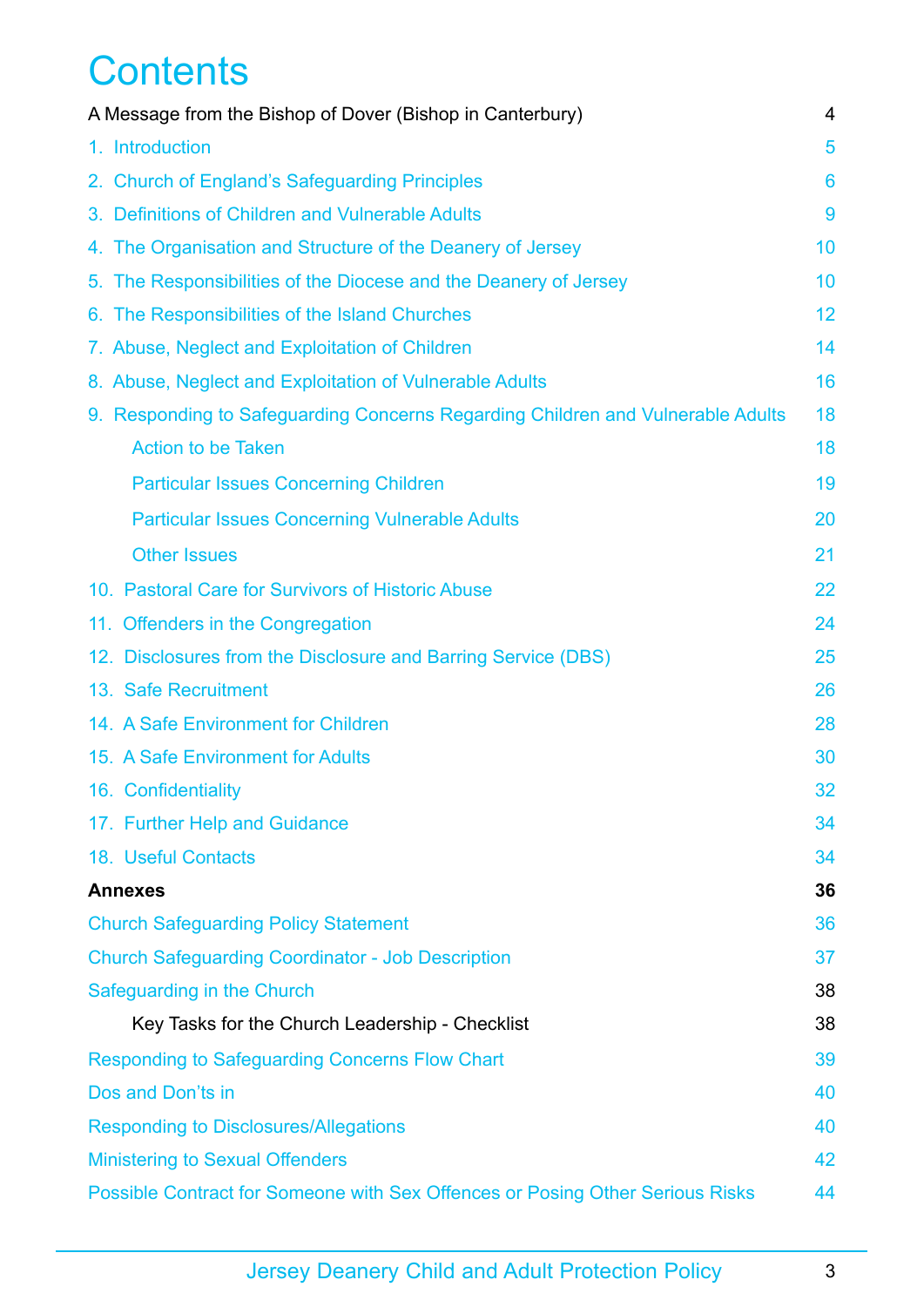# Contents

| | |
|---|---|
| A Message from the Bishop of Dover (Bishop in Canterbury) | 4 |
| 1. Introduction | 5 |
| 2. Church of England's Safeguarding Principles | 6 |
| 3. Definitions of Children and Vulnerable Adults | 9 |
| 4. The Organisation and Structure of the Deanery of Jersey | 10 |
| 5. The Responsibilities of the Diocese and the Deanery of Jersey | 10 |
| 6. The Responsibilities of the Island Churches | 12 |
| 7. Abuse, Neglect and Exploitation of Children | 14 |
| 8. Abuse, Neglect and Exploitation of Vulnerable Adults | 16 |
| 9. Responding to Safeguarding Concerns Regarding Children and Vulnerable Adults | 18 |
| Action to be Taken | 18 |
| Particular Issues Concerning Children | 19 |
| Particular Issues Concerning Vulnerable Adults | 20 |
| Other Issues | 21 |
| 10. Pastoral Care for Survivors of Historic Abuse | 22 |
| 11. Offenders in the Congregation | 24 |
| 12. Disclosures from the Disclosure and Barring Service (DBS) | 25 |
| 13. Safe Recruitment | 26 |
| 14. A Safe Environment for Children | 28 |
| 15. A Safe Environment for Adults | 30 |
| 16. Confidentiality | 32 |
| 17. Further Help and Guidance | 34 |
| 18. Useful Contacts | 34 |
| **Annexes** | **36** |
| Church Safeguarding Policy Statement | 36 |
| Church Safeguarding Coordinator - Job Description | 37 |
| Safeguarding in the Church | 38 |
| Key Tasks for the Church Leadership - Checklist | 38 |
| Responding to Safeguarding Concerns Flow Chart | 39 |
| Dos and Don'ts in | 40 |
| Responding to Disclosures/Allegations | 40 |
| Ministering to Sexual Offenders | 42 |
| Possible Contract for Someone with Sex Offences or Posing Other Serious Risks | 44 |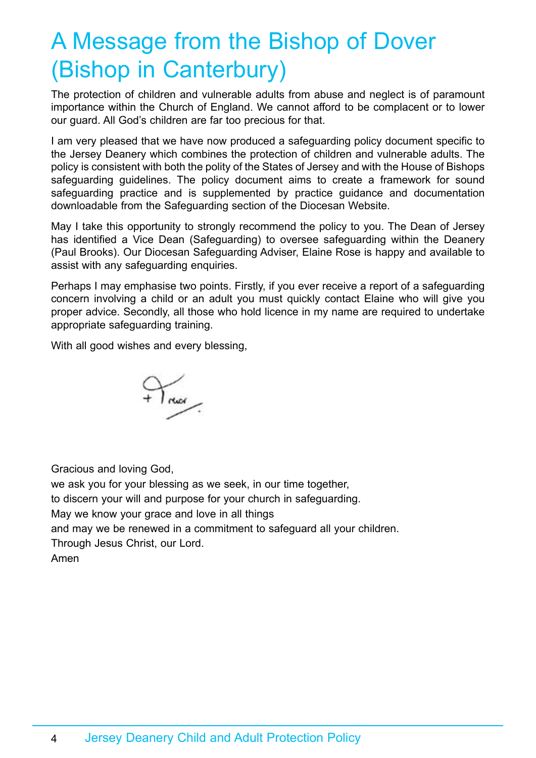# A Message from the Bishop of Dover (Bishop in Canterbury)

The protection of children and vulnerable adults from abuse and neglect is of paramount importance within the Church of England. We cannot afford to be complacent or to lower our guard. All God's children are far too precious for that.

I am very pleased that we have now produced a safeguarding policy document specific to the Jersey Deanery which combines the protection of children and vulnerable adults. The policy is consistent with both the polity of the States of Jersey and with the House of Bishops safeguarding guidelines. The policy document aims to create a framework for sound safeguarding practice and is supplemented by practice guidance and documentation downloadable from the Safeguarding section of the Diocesan Website.

May I take this opportunity to strongly recommend the policy to you. The Dean of Jersey has identified a Vice Dean (Safeguarding) to oversee safeguarding within the Deanery (Paul Brooks). Our Diocesan Safeguarding Adviser, Elaine Rose is happy and available to assist with any safeguarding enquiries.

Perhaps I may emphasise two points. Firstly, if you ever receive a report of a safeguarding concern involving a child or an adult you must quickly contact Elaine who will give you proper advice. Secondly, all those who hold licence in my name are required to undertake appropriate safeguarding training.

With all good wishes and every blessing,

+ Trevor

Gracious and loving God,
we ask you for your blessing as we seek, in our time together,
to discern your will and purpose for your church in safeguarding.
May we know your grace and love in all things
and may we be renewed in a commitment to safeguard all your children.
Through Jesus Christ, our Lord.
Amen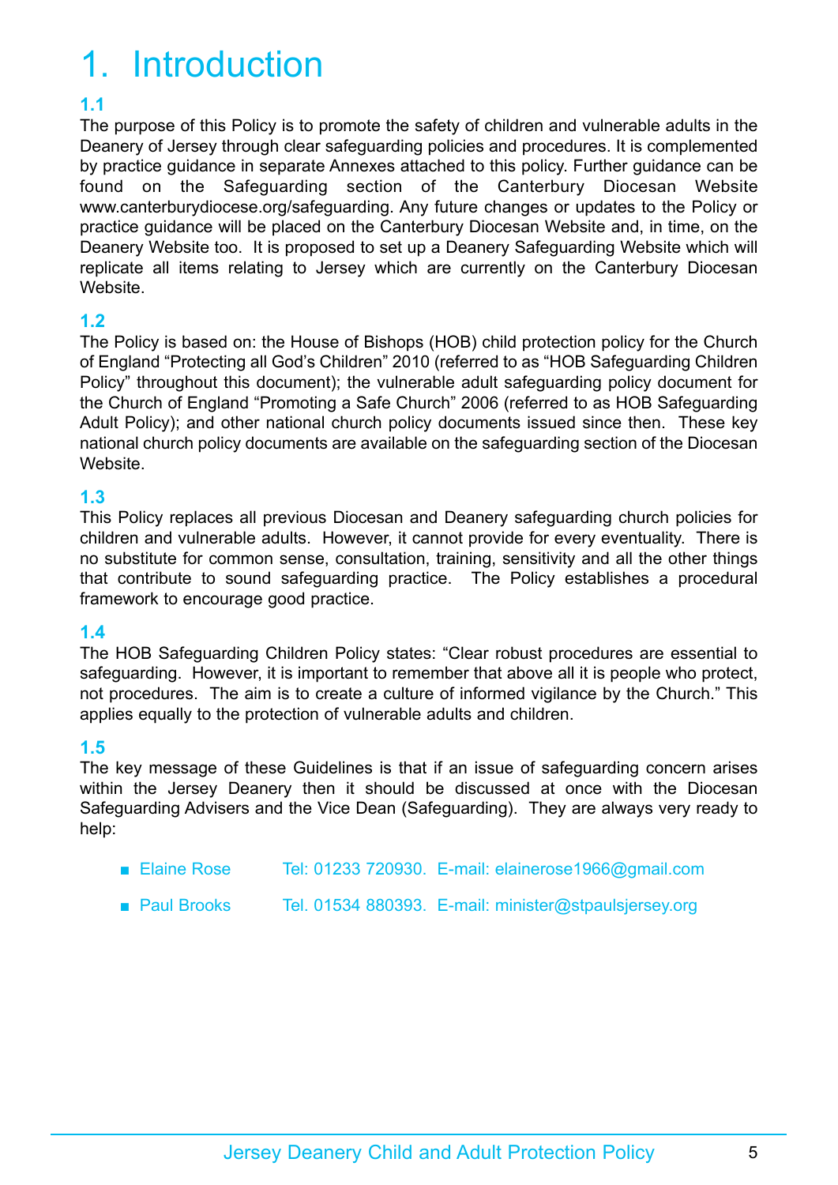# 1. Introduction

### 1.1

The purpose of this Policy is to promote the safety of children and vulnerable adults in the Deanery of Jersey through clear safeguarding policies and procedures. It is complemented by practice guidance in separate Annexes attached to this policy. Further guidance can be found on the Safeguarding section of the Canterbury Diocesan Website www.canterburydiocese.org/safeguarding. Any future changes or updates to the Policy or practice guidance will be placed on the Canterbury Diocesan Website and, in time, on the Deanery Website too. It is proposed to set up a Deanery Safeguarding Website which will replicate all items relating to Jersey which are currently on the Canterbury Diocesan Website.

### 1.2

The Policy is based on: the House of Bishops (HOB) child protection policy for the Church of England "Protecting all God's Children" 2010 (referred to as "HOB Safeguarding Children Policy" throughout this document); the vulnerable adult safeguarding policy document for the Church of England "Promoting a Safe Church" 2006 (referred to as HOB Safeguarding Adult Policy); and other national church policy documents issued since then. These key national church policy documents are available on the safeguarding section of the Diocesan Website.

### 1.3

This Policy replaces all previous Diocesan and Deanery safeguarding church policies for children and vulnerable adults. However, it cannot provide for every eventuality. There is no substitute for common sense, consultation, training, sensitivity and all the other things that contribute to sound safeguarding practice. The Policy establishes a procedural framework to encourage good practice.

### 1.4

The HOB Safeguarding Children Policy states: "Clear robust procedures are essential to safeguarding. However, it is important to remember that above all it is people who protect, not procedures. The aim is to create a culture of informed vigilance by the Church." This applies equally to the protection of vulnerable adults and children.

### 1.5

The key message of these Guidelines is that if an issue of safeguarding concern arises within the Jersey Deanery then it should be discussed at once with the Diocesan Safeguarding Advisers and the Vice Dean (Safeguarding). They are always very ready to help:

- Elaine Rose Tel: 01233 720930. E-mail: elainerose1966@gmail.com
- Paul Brooks Tel. 01534 880393. E-mail: minister@stpaulsjersey.org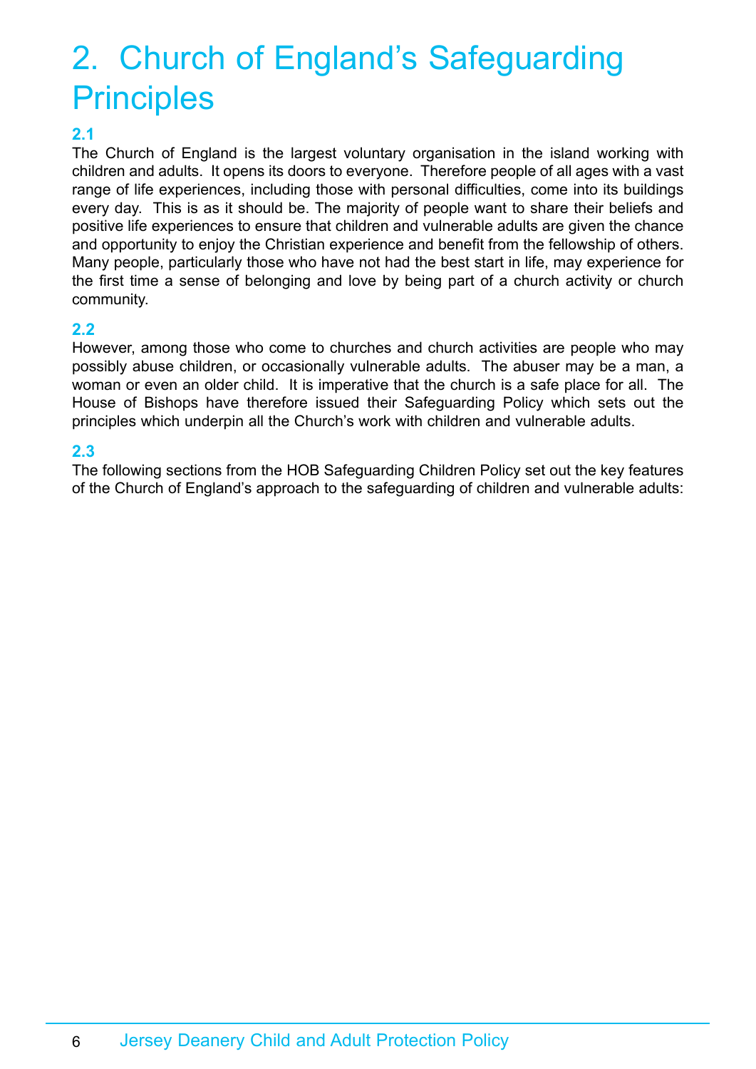# 2. Church of England's Safeguarding Principles

### 2.1

The Church of England is the largest voluntary organisation in the island working with children and adults. It opens its doors to everyone. Therefore people of all ages with a vast range of life experiences, including those with personal difficulties, come into its buildings every day. This is as it should be. The majority of people want to share their beliefs and positive life experiences to ensure that children and vulnerable adults are given the chance and opportunity to enjoy the Christian experience and benefit from the fellowship of others. Many people, particularly those who have not had the best start in life, may experience for the first time a sense of belonging and love by being part of a church activity or church community.

### 2.2

However, among those who come to churches and church activities are people who may possibly abuse children, or occasionally vulnerable adults. The abuser may be a man, a woman or even an older child. It is imperative that the church is a safe place for all. The House of Bishops have therefore issued their Safeguarding Policy which sets out the principles which underpin all the Church's work with children and vulnerable adults.

### 2.3

The following sections from the HOB Safeguarding Children Policy set out the key features of the Church of England's approach to the safeguarding of children and vulnerable adults: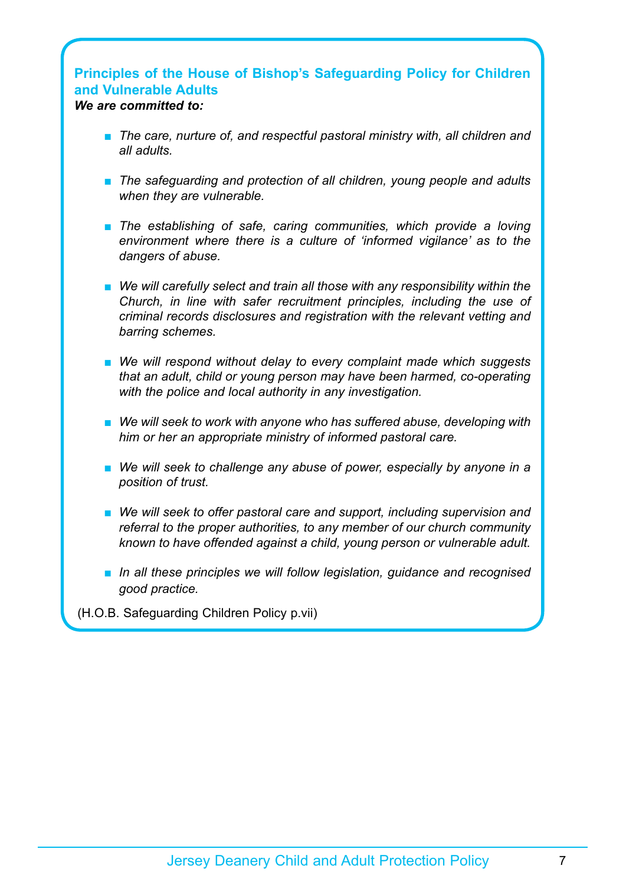## Principles of the House of Bishop's Safeguarding Policy for Children and Vulnerable Adults

***We are committed to:***

- *The care, nurture of, and respectful pastoral ministry with, all children and all adults.*
- *The safeguarding and protection of all children, young people and adults when they are vulnerable.*
- *The establishing of safe, caring communities, which provide a loving environment where there is a culture of 'informed vigilance' as to the dangers of abuse.*
- *We will carefully select and train all those with any responsibility within the Church, in line with safer recruitment principles, including the use of criminal records disclosures and registration with the relevant vetting and barring schemes.*
- *We will respond without delay to every complaint made which suggests that an adult, child or young person may have been harmed, co-operating with the police and local authority in any investigation.*
- *We will seek to work with anyone who has suffered abuse, developing with him or her an appropriate ministry of informed pastoral care.*
- *We will seek to challenge any abuse of power, especially by anyone in a position of trust.*
- *We will seek to offer pastoral care and support, including supervision and referral to the proper authorities, to any member of our church community known to have offended against a child, young person or vulnerable adult.*
- *In all these principles we will follow legislation, guidance and recognised good practice.*

(H.O.B. Safeguarding Children Policy p.vii)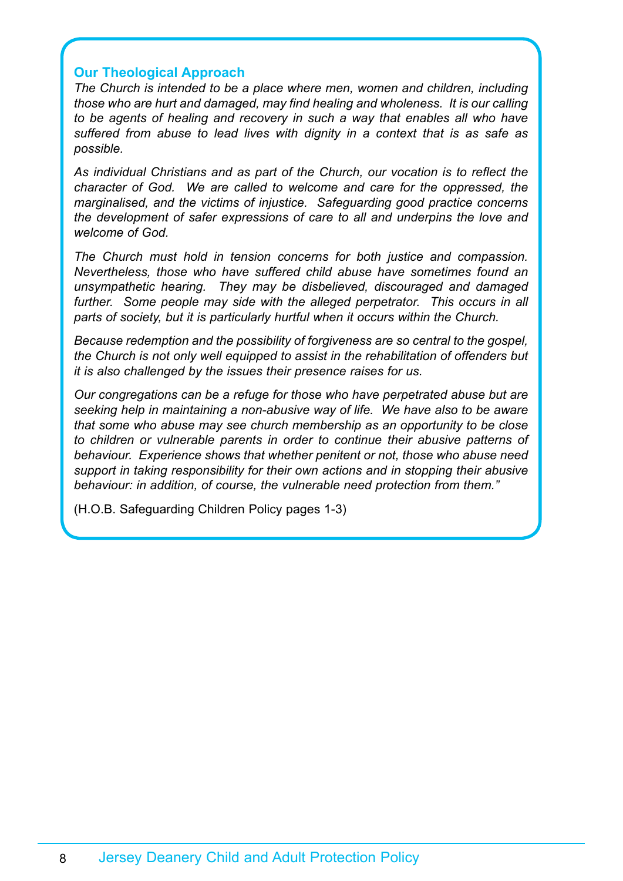### Our Theological Approach

*The Church is intended to be a place where men, women and children, including those who are hurt and damaged, may find healing and wholeness. It is our calling to be agents of healing and recovery in such a way that enables all who have suffered from abuse to lead lives with dignity in a context that is as safe as possible.*

*As individual Christians and as part of the Church, our vocation is to reflect the character of God. We are called to welcome and care for the oppressed, the marginalised, and the victims of injustice. Safeguarding good practice concerns the development of safer expressions of care to all and underpins the love and welcome of God.*

*The Church must hold in tension concerns for both justice and compassion. Nevertheless, those who have suffered child abuse have sometimes found an unsympathetic hearing. They may be disbelieved, discouraged and damaged further. Some people may side with the alleged perpetrator. This occurs in all parts of society, but it is particularly hurtful when it occurs within the Church.*

*Because redemption and the possibility of forgiveness are so central to the gospel, the Church is not only well equipped to assist in the rehabilitation of offenders but it is also challenged by the issues their presence raises for us.*

*Our congregations can be a refuge for those who have perpetrated abuse but are seeking help in maintaining a non-abusive way of life. We have also to be aware that some who abuse may see church membership as an opportunity to be close to children or vulnerable parents in order to continue their abusive patterns of behaviour. Experience shows that whether penitent or not, those who abuse need support in taking responsibility for their own actions and in stopping their abusive behaviour: in addition, of course, the vulnerable need protection from them."*

(H.O.B. Safeguarding Children Policy pages 1-3)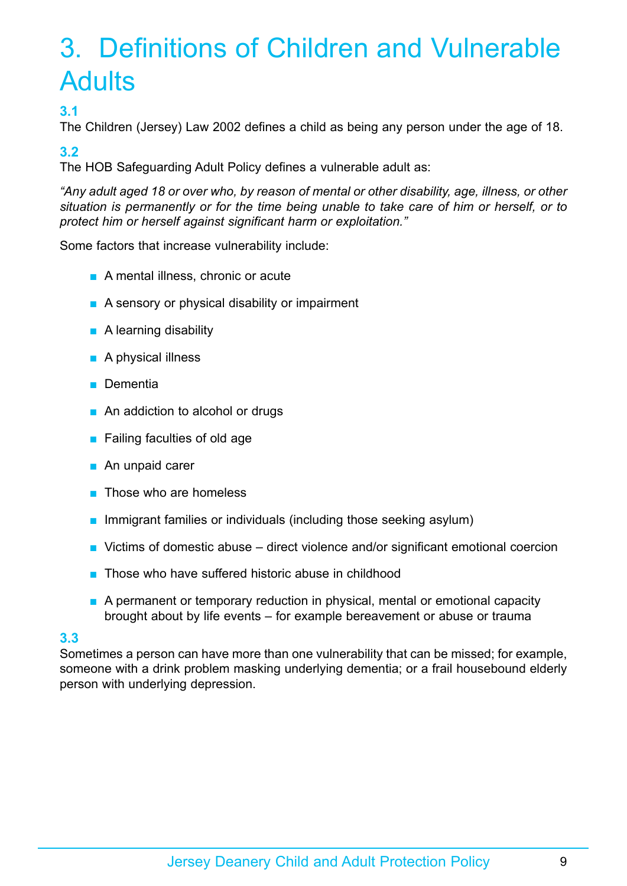# 3. Definitions of Children and Vulnerable Adults

### 3.1

The Children (Jersey) Law 2002 defines a child as being any person under the age of 18.

### 3.2

The HOB Safeguarding Adult Policy defines a vulnerable adult as:

*"Any adult aged 18 or over who, by reason of mental or other disability, age, illness, or other situation is permanently or for the time being unable to take care of him or herself, or to protect him or herself against significant harm or exploitation."*

Some factors that increase vulnerability include:

- A mental illness, chronic or acute
- A sensory or physical disability or impairment
- A learning disability
- A physical illness
- Dementia
- An addiction to alcohol or drugs
- Failing faculties of old age
- An unpaid carer
- Those who are homeless
- Immigrant families or individuals (including those seeking asylum)
- Victims of domestic abuse – direct violence and/or significant emotional coercion
- Those who have suffered historic abuse in childhood
- A permanent or temporary reduction in physical, mental or emotional capacity brought about by life events – for example bereavement or abuse or trauma

### 3.3

Sometimes a person can have more than one vulnerability that can be missed; for example, someone with a drink problem masking underlying dementia; or a frail housebound elderly person with underlying depression.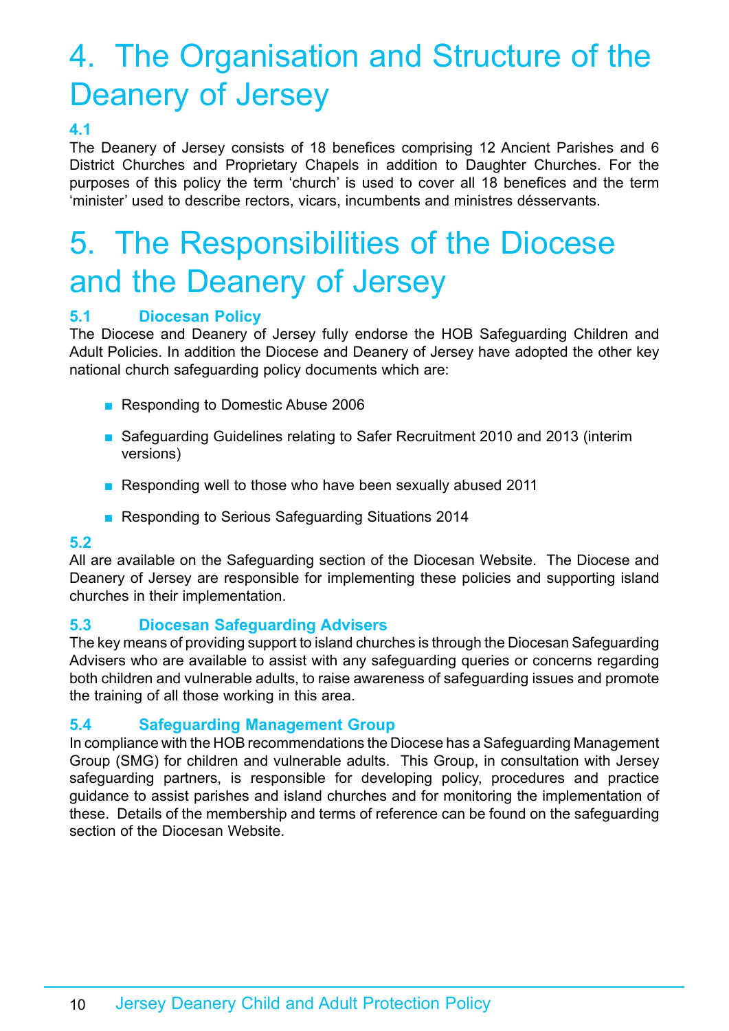# 4. The Organisation and Structure of the Deanery of Jersey

### 4.1

The Deanery of Jersey consists of 18 benefices comprising 12 Ancient Parishes and 6 District Churches and Proprietary Chapels in addition to Daughter Churches. For the purposes of this policy the term 'church' is used to cover all 18 benefices and the term 'minister' used to describe rectors, vicars, incumbents and ministres désservants.

# 5. The Responsibilities of the Diocese and the Deanery of Jersey

### 5.1 Diocesan Policy

The Diocese and Deanery of Jersey fully endorse the HOB Safeguarding Children and Adult Policies. In addition the Diocese and Deanery of Jersey have adopted the other key national church safeguarding policy documents which are:

- Responding to Domestic Abuse 2006
- Safeguarding Guidelines relating to Safer Recruitment 2010 and 2013 (interim versions)
- Responding well to those who have been sexually abused 2011
- Responding to Serious Safeguarding Situations 2014

### 5.2

All are available on the Safeguarding section of the Diocesan Website. The Diocese and Deanery of Jersey are responsible for implementing these policies and supporting island churches in their implementation.

### 5.3 Diocesan Safeguarding Advisers

The key means of providing support to island churches is through the Diocesan Safeguarding Advisers who are available to assist with any safeguarding queries or concerns regarding both children and vulnerable adults, to raise awareness of safeguarding issues and promote the training of all those working in this area.

### 5.4 Safeguarding Management Group

In compliance with the HOB recommendations the Diocese has a Safeguarding Management Group (SMG) for children and vulnerable adults. This Group, in consultation with Jersey safeguarding partners, is responsible for developing policy, procedures and practice guidance to assist parishes and island churches and for monitoring the implementation of these. Details of the membership and terms of reference can be found on the safeguarding section of the Diocesan Website.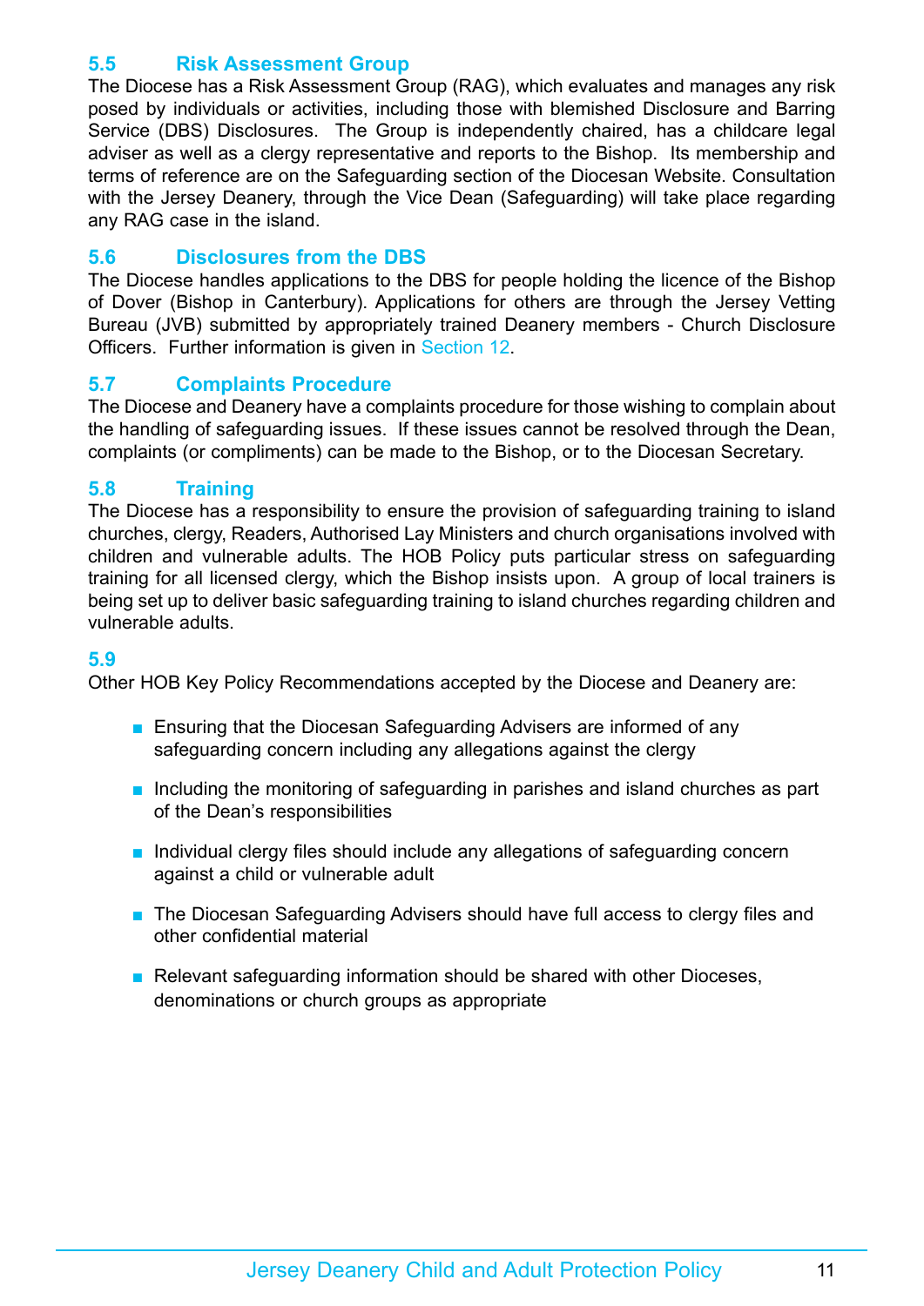## 5.5 Risk Assessment Group

The Diocese has a Risk Assessment Group (RAG), which evaluates and manages any risk posed by individuals or activities, including those with blemished Disclosure and Barring Service (DBS) Disclosures. The Group is independently chaired, has a childcare legal adviser as well as a clergy representative and reports to the Bishop. Its membership and terms of reference are on the Safeguarding section of the Diocesan Website. Consultation with the Jersey Deanery, through the Vice Dean (Safeguarding) will take place regarding any RAG case in the island.

## 5.6 Disclosures from the DBS

The Diocese handles applications to the DBS for people holding the licence of the Bishop of Dover (Bishop in Canterbury). Applications for others are through the Jersey Vetting Bureau (JVB) submitted by appropriately trained Deanery members - Church Disclosure Officers. Further information is given in Section 12.

## 5.7 Complaints Procedure

The Diocese and Deanery have a complaints procedure for those wishing to complain about the handling of safeguarding issues. If these issues cannot be resolved through the Dean, complaints (or compliments) can be made to the Bishop, or to the Diocesan Secretary.

## 5.8 Training

The Diocese has a responsibility to ensure the provision of safeguarding training to island churches, clergy, Readers, Authorised Lay Ministers and church organisations involved with children and vulnerable adults. The HOB Policy puts particular stress on safeguarding training for all licensed clergy, which the Bishop insists upon. A group of local trainers is being set up to deliver basic safeguarding training to island churches regarding children and vulnerable adults.

## 5.9

Other HOB Key Policy Recommendations accepted by the Diocese and Deanery are:

- Ensuring that the Diocesan Safeguarding Advisers are informed of any safeguarding concern including any allegations against the clergy
- Including the monitoring of safeguarding in parishes and island churches as part of the Dean's responsibilities
- Individual clergy files should include any allegations of safeguarding concern against a child or vulnerable adult
- The Diocesan Safeguarding Advisers should have full access to clergy files and other confidential material
- Relevant safeguarding information should be shared with other Dioceses, denominations or church groups as appropriate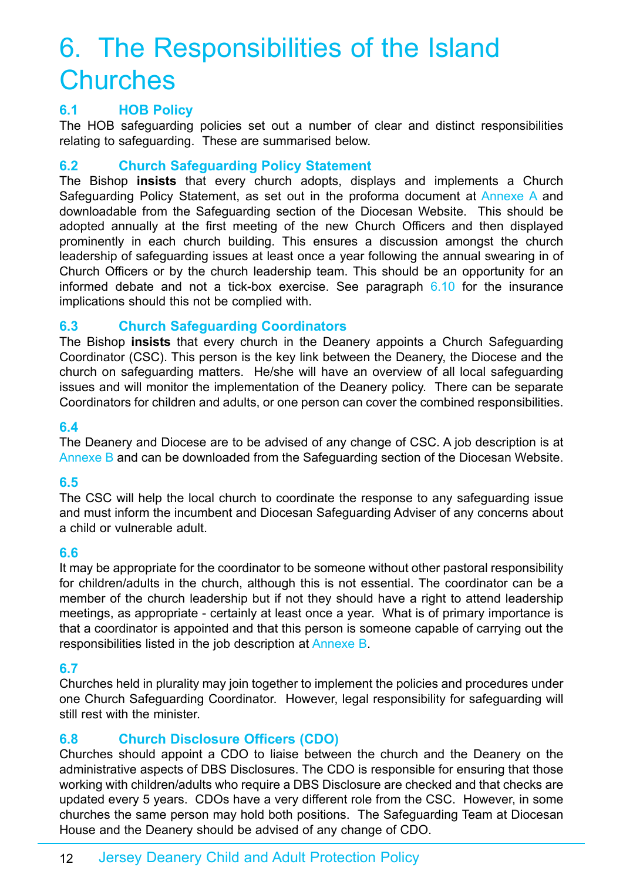# 6. The Responsibilities of the Island Churches

## 6.1 HOB Policy

The HOB safeguarding policies set out a number of clear and distinct responsibilities relating to safeguarding. These are summarised below.

## 6.2 Church Safeguarding Policy Statement

The Bishop **insists** that every church adopts, displays and implements a Church Safeguarding Policy Statement, as set out in the proforma document at Annexe A and downloadable from the Safeguarding section of the Diocesan Website. This should be adopted annually at the first meeting of the new Church Officers and then displayed prominently in each church building. This ensures a discussion amongst the church leadership of safeguarding issues at least once a year following the annual swearing in of Church Officers or by the church leadership team. This should be an opportunity for an informed debate and not a tick-box exercise. See paragraph 6.10 for the insurance implications should this not be complied with.

## 6.3 Church Safeguarding Coordinators

The Bishop **insists** that every church in the Deanery appoints a Church Safeguarding Coordinator (CSC). This person is the key link between the Deanery, the Diocese and the church on safeguarding matters. He/she will have an overview of all local safeguarding issues and will monitor the implementation of the Deanery policy. There can be separate Coordinators for children and adults, or one person can cover the combined responsibilities.

## 6.4

The Deanery and Diocese are to be advised of any change of CSC. A job description is at Annexe B and can be downloaded from the Safeguarding section of the Diocesan Website.

## 6.5

The CSC will help the local church to coordinate the response to any safeguarding issue and must inform the incumbent and Diocesan Safeguarding Adviser of any concerns about a child or vulnerable adult.

## 6.6

It may be appropriate for the coordinator to be someone without other pastoral responsibility for children/adults in the church, although this is not essential. The coordinator can be a member of the church leadership but if not they should have a right to attend leadership meetings, as appropriate - certainly at least once a year. What is of primary importance is that a coordinator is appointed and that this person is someone capable of carrying out the responsibilities listed in the job description at Annexe B.

## 6.7

Churches held in plurality may join together to implement the policies and procedures under one Church Safeguarding Coordinator. However, legal responsibility for safeguarding will still rest with the minister.

## 6.8 Church Disclosure Officers (CDO)

Churches should appoint a CDO to liaise between the church and the Deanery on the administrative aspects of DBS Disclosures. The CDO is responsible for ensuring that those working with children/adults who require a DBS Disclosure are checked and that checks are updated every 5 years. CDOs have a very different role from the CSC. However, in some churches the same person may hold both positions. The Safeguarding Team at Diocesan House and the Deanery should be advised of any change of CDO.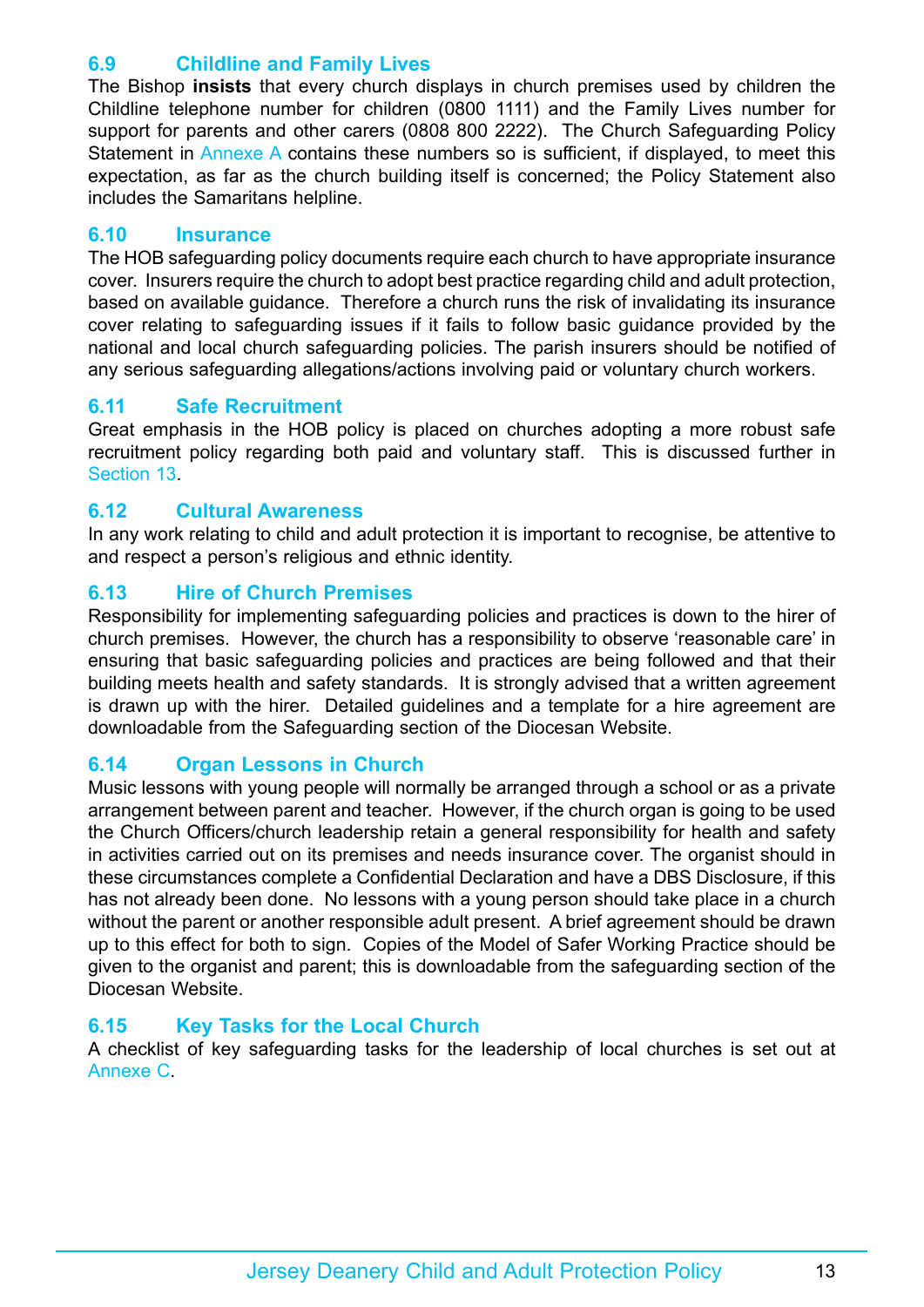### 6.9 Childline and Family Lives

The Bishop **insists** that every church displays in church premises used by children the Childline telephone number for children (0800 1111) and the Family Lives number for support for parents and other carers (0808 800 2222). The Church Safeguarding Policy Statement in Annexe A contains these numbers so is sufficient, if displayed, to meet this expectation, as far as the church building itself is concerned; the Policy Statement also includes the Samaritans helpline.

### 6.10 Insurance

The HOB safeguarding policy documents require each church to have appropriate insurance cover. Insurers require the church to adopt best practice regarding child and adult protection, based on available guidance. Therefore a church runs the risk of invalidating its insurance cover relating to safeguarding issues if it fails to follow basic guidance provided by the national and local church safeguarding policies. The parish insurers should be notified of any serious safeguarding allegations/actions involving paid or voluntary church workers.

### 6.11 Safe Recruitment

Great emphasis in the HOB policy is placed on churches adopting a more robust safe recruitment policy regarding both paid and voluntary staff. This is discussed further in Section 13.

### 6.12 Cultural Awareness

In any work relating to child and adult protection it is important to recognise, be attentive to and respect a person's religious and ethnic identity.

### 6.13 Hire of Church Premises

Responsibility for implementing safeguarding policies and practices is down to the hirer of church premises. However, the church has a responsibility to observe 'reasonable care' in ensuring that basic safeguarding policies and practices are being followed and that their building meets health and safety standards. It is strongly advised that a written agreement is drawn up with the hirer. Detailed guidelines and a template for a hire agreement are downloadable from the Safeguarding section of the Diocesan Website.

### 6.14 Organ Lessons in Church

Music lessons with young people will normally be arranged through a school or as a private arrangement between parent and teacher. However, if the church organ is going to be used the Church Officers/church leadership retain a general responsibility for health and safety in activities carried out on its premises and needs insurance cover. The organist should in these circumstances complete a Confidential Declaration and have a DBS Disclosure, if this has not already been done. No lessons with a young person should take place in a church without the parent or another responsible adult present. A brief agreement should be drawn up to this effect for both to sign. Copies of the Model of Safer Working Practice should be given to the organist and parent; this is downloadable from the safeguarding section of the Diocesan Website.

### 6.15 Key Tasks for the Local Church

A checklist of key safeguarding tasks for the leadership of local churches is set out at Annexe C.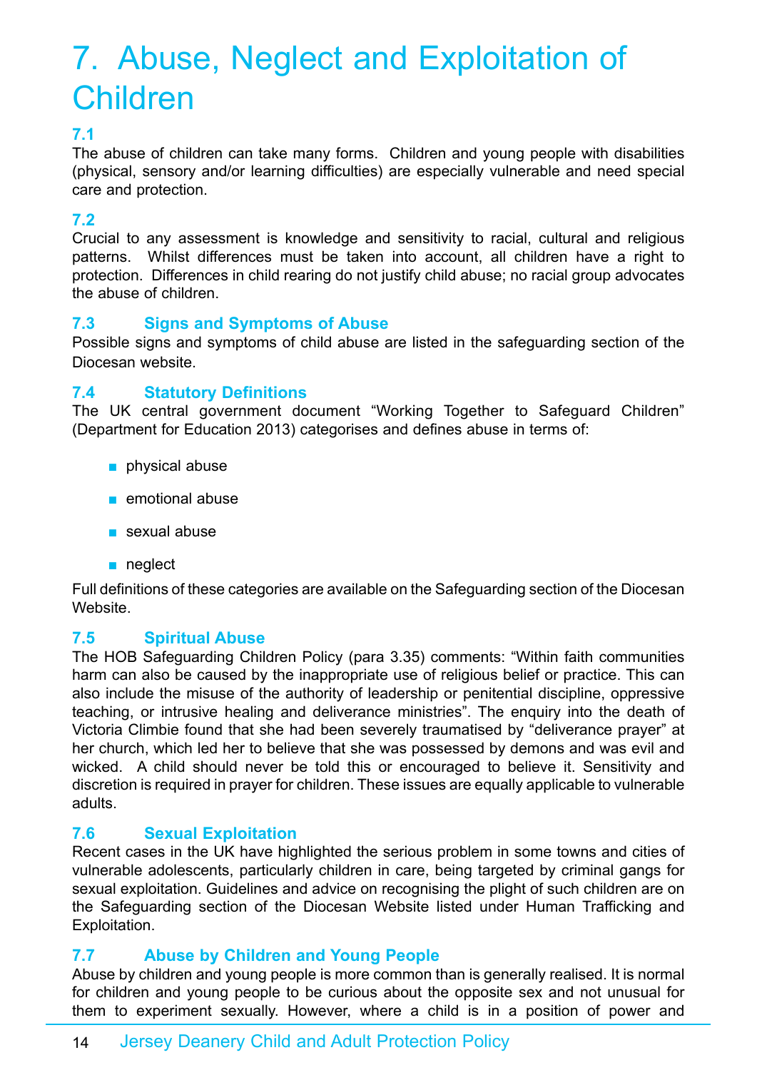# 7. Abuse, Neglect and Exploitation of Children

### 7.1

The abuse of children can take many forms. Children and young people with disabilities (physical, sensory and/or learning difficulties) are especially vulnerable and need special care and protection.

### 7.2

Crucial to any assessment is knowledge and sensitivity to racial, cultural and religious patterns. Whilst differences must be taken into account, all children have a right to protection. Differences in child rearing do not justify child abuse; no racial group advocates the abuse of children.

### 7.3 Signs and Symptoms of Abuse

Possible signs and symptoms of child abuse are listed in the safeguarding section of the Diocesan website.

### 7.4 Statutory Definitions

The UK central government document "Working Together to Safeguard Children" (Department for Education 2013) categorises and defines abuse in terms of:

- physical abuse
- emotional abuse
- sexual abuse
- neglect

Full definitions of these categories are available on the Safeguarding section of the Diocesan Website.

### 7.5 Spiritual Abuse

The HOB Safeguarding Children Policy (para 3.35) comments: "Within faith communities harm can also be caused by the inappropriate use of religious belief or practice. This can also include the misuse of the authority of leadership or penitential discipline, oppressive teaching, or intrusive healing and deliverance ministries". The enquiry into the death of Victoria Climbie found that she had been severely traumatised by "deliverance prayer" at her church, which led her to believe that she was possessed by demons and was evil and wicked. A child should never be told this or encouraged to believe it. Sensitivity and discretion is required in prayer for children. These issues are equally applicable to vulnerable adults.

### 7.6 Sexual Exploitation

Recent cases in the UK have highlighted the serious problem in some towns and cities of vulnerable adolescents, particularly children in care, being targeted by criminal gangs for sexual exploitation. Guidelines and advice on recognising the plight of such children are on the Safeguarding section of the Diocesan Website listed under Human Trafficking and Exploitation.

### 7.7 Abuse by Children and Young People

Abuse by children and young people is more common than is generally realised. It is normal for children and young people to be curious about the opposite sex and not unusual for them to experiment sexually. However, where a child is in a position of power and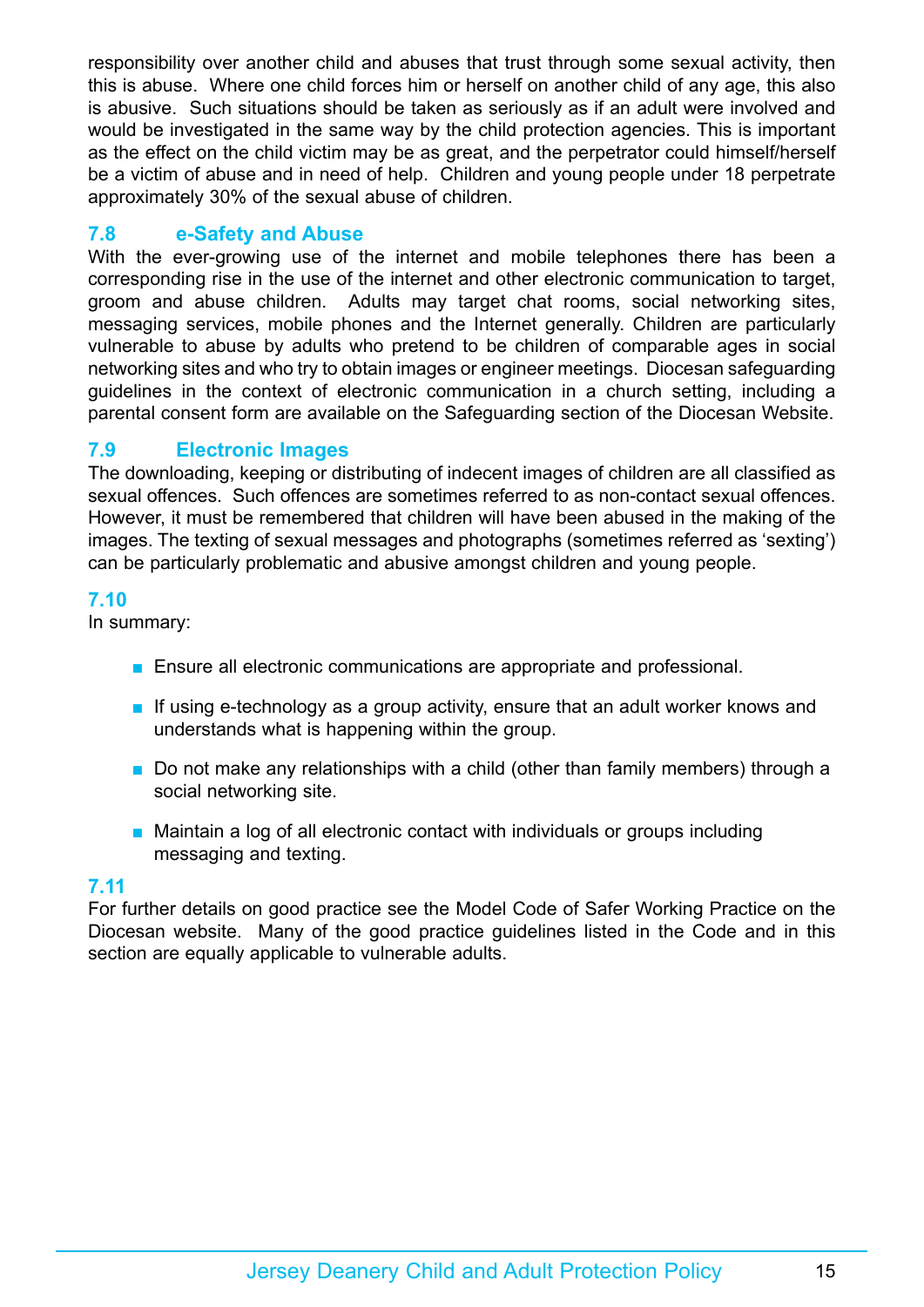responsibility over another child and abuses that trust through some sexual activity, then this is abuse. Where one child forces him or herself on another child of any age, this also is abusive. Such situations should be taken as seriously as if an adult were involved and would be investigated in the same way by the child protection agencies. This is important as the effect on the child victim may be as great, and the perpetrator could himself/herself be a victim of abuse and in need of help. Children and young people under 18 perpetrate approximately 30% of the sexual abuse of children.

### 7.8 e-Safety and Abuse

With the ever-growing use of the internet and mobile telephones there has been a corresponding rise in the use of the internet and other electronic communication to target, groom and abuse children. Adults may target chat rooms, social networking sites, messaging services, mobile phones and the Internet generally. Children are particularly vulnerable to abuse by adults who pretend to be children of comparable ages in social networking sites and who try to obtain images or engineer meetings. Diocesan safeguarding guidelines in the context of electronic communication in a church setting, including a parental consent form are available on the Safeguarding section of the Diocesan Website.

### 7.9 Electronic Images

The downloading, keeping or distributing of indecent images of children are all classified as sexual offences. Such offences are sometimes referred to as non-contact sexual offences. However, it must be remembered that children will have been abused in the making of the images. The texting of sexual messages and photographs (sometimes referred as 'sexting') can be particularly problematic and abusive amongst children and young people.

### 7.10

In summary:

- Ensure all electronic communications are appropriate and professional.
- If using e-technology as a group activity, ensure that an adult worker knows and understands what is happening within the group.
- Do not make any relationships with a child (other than family members) through a social networking site.
- Maintain a log of all electronic contact with individuals or groups including messaging and texting.

### 7.11

For further details on good practice see the Model Code of Safer Working Practice on the Diocesan website. Many of the good practice guidelines listed in the Code and in this section are equally applicable to vulnerable adults.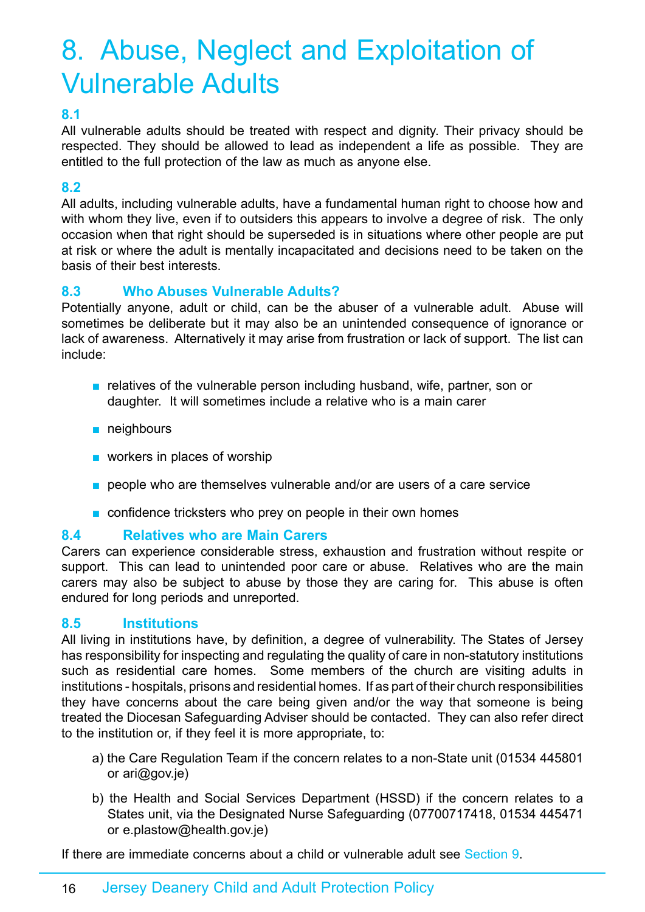# 8. Abuse, Neglect and Exploitation of Vulnerable Adults

### 8.1

All vulnerable adults should be treated with respect and dignity. Their privacy should be respected. They should be allowed to lead as independent a life as possible. They are entitled to the full protection of the law as much as anyone else.

### 8.2

All adults, including vulnerable adults, have a fundamental human right to choose how and with whom they live, even if to outsiders this appears to involve a degree of risk. The only occasion when that right should be superseded is in situations where other people are put at risk or where the adult is mentally incapacitated and decisions need to be taken on the basis of their best interests.

### 8.3 Who Abuses Vulnerable Adults?

Potentially anyone, adult or child, can be the abuser of a vulnerable adult. Abuse will sometimes be deliberate but it may also be an unintended consequence of ignorance or lack of awareness. Alternatively it may arise from frustration or lack of support. The list can include:

- relatives of the vulnerable person including husband, wife, partner, son or daughter. It will sometimes include a relative who is a main carer
- neighbours
- workers in places of worship
- people who are themselves vulnerable and/or are users of a care service
- confidence tricksters who prey on people in their own homes

### 8.4 Relatives who are Main Carers

Carers can experience considerable stress, exhaustion and frustration without respite or support. This can lead to unintended poor care or abuse. Relatives who are the main carers may also be subject to abuse by those they are caring for. This abuse is often endured for long periods and unreported.

### 8.5 Institutions

All living in institutions have, by definition, a degree of vulnerability. The States of Jersey has responsibility for inspecting and regulating the quality of care in non-statutory institutions such as residential care homes. Some members of the church are visiting adults in institutions - hospitals, prisons and residential homes. If as part of their church responsibilities they have concerns about the care being given and/or the way that someone is being treated the Diocesan Safeguarding Adviser should be contacted. They can also refer direct to the institution or, if they feel it is more appropriate, to:

a) the Care Regulation Team if the concern relates to a non-State unit (01534 445801 or ari@gov.je)

b) the Health and Social Services Department (HSSD) if the concern relates to a States unit, via the Designated Nurse Safeguarding (07700717418, 01534 445471 or e.plastow@health.gov.je)

If there are immediate concerns about a child or vulnerable adult see Section 9.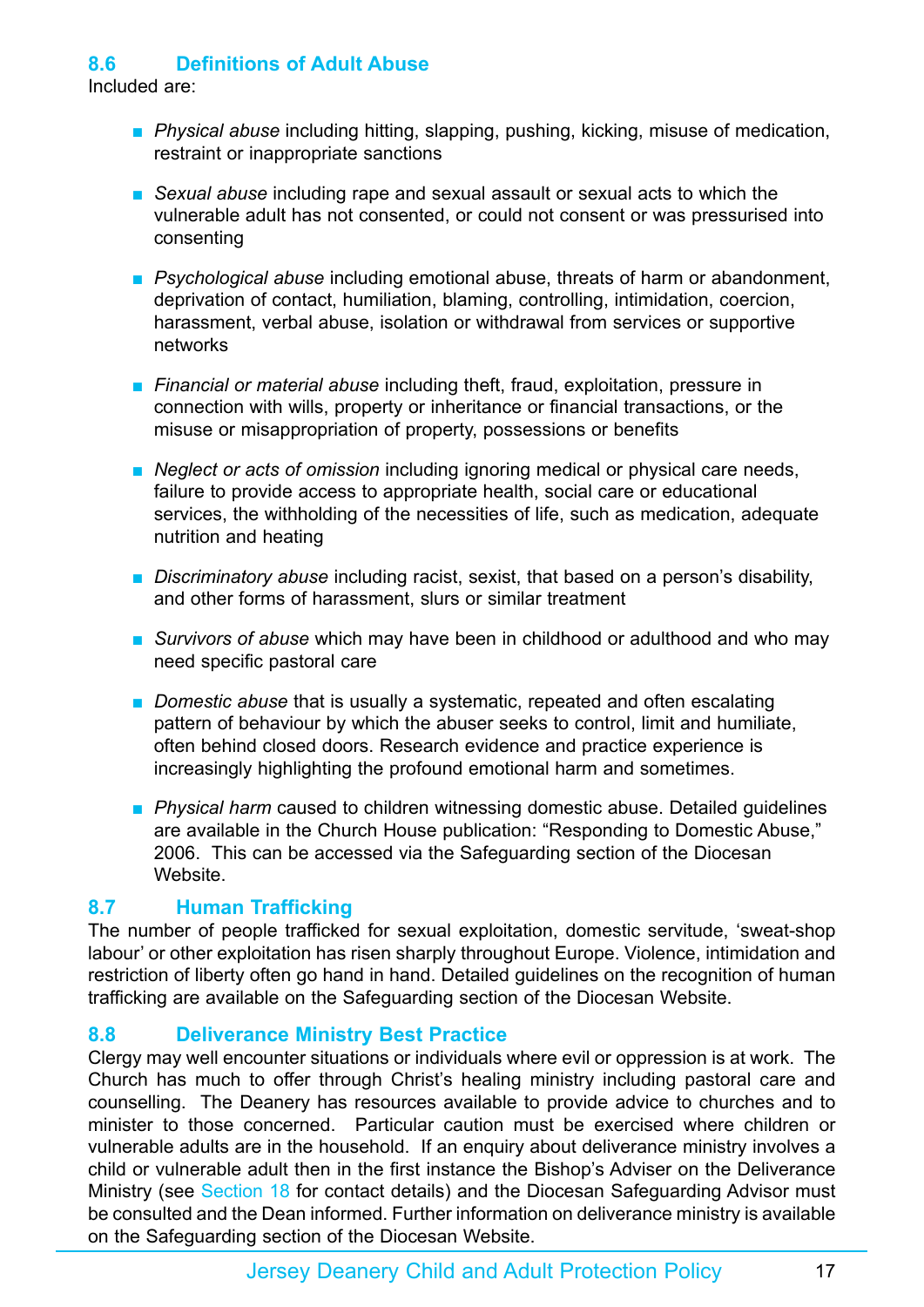## 8.6 Definitions of Adult Abuse

Included are:

- *Physical abuse* including hitting, slapping, pushing, kicking, misuse of medication, restraint or inappropriate sanctions
- *Sexual abuse* including rape and sexual assault or sexual acts to which the vulnerable adult has not consented, or could not consent or was pressurised into consenting
- *Psychological abuse* including emotional abuse, threats of harm or abandonment, deprivation of contact, humiliation, blaming, controlling, intimidation, coercion, harassment, verbal abuse, isolation or withdrawal from services or supportive networks
- *Financial or material abuse* including theft, fraud, exploitation, pressure in connection with wills, property or inheritance or financial transactions, or the misuse or misappropriation of property, possessions or benefits
- *Neglect or acts of omission* including ignoring medical or physical care needs, failure to provide access to appropriate health, social care or educational services, the withholding of the necessities of life, such as medication, adequate nutrition and heating
- *Discriminatory abuse* including racist, sexist, that based on a person's disability, and other forms of harassment, slurs or similar treatment
- *Survivors of abuse* which may have been in childhood or adulthood and who may need specific pastoral care
- *Domestic abuse* that is usually a systematic, repeated and often escalating pattern of behaviour by which the abuser seeks to control, limit and humiliate, often behind closed doors. Research evidence and practice experience is increasingly highlighting the profound emotional harm and sometimes.
- *Physical harm* caused to children witnessing domestic abuse. Detailed guidelines are available in the Church House publication: "Responding to Domestic Abuse," 2006. This can be accessed via the Safeguarding section of the Diocesan Website.

## 8.7 Human Trafficking

The number of people trafficked for sexual exploitation, domestic servitude, 'sweat-shop labour' or other exploitation has risen sharply throughout Europe. Violence, intimidation and restriction of liberty often go hand in hand. Detailed guidelines on the recognition of human trafficking are available on the Safeguarding section of the Diocesan Website.

## 8.8 Deliverance Ministry Best Practice

Clergy may well encounter situations or individuals where evil or oppression is at work. The Church has much to offer through Christ's healing ministry including pastoral care and counselling. The Deanery has resources available to provide advice to churches and to minister to those concerned. Particular caution must be exercised where children or vulnerable adults are in the household. If an enquiry about deliverance ministry involves a child or vulnerable adult then in the first instance the Bishop's Adviser on the Deliverance Ministry (see Section 18 for contact details) and the Diocesan Safeguarding Advisor must be consulted and the Dean informed. Further information on deliverance ministry is available on the Safeguarding section of the Diocesan Website.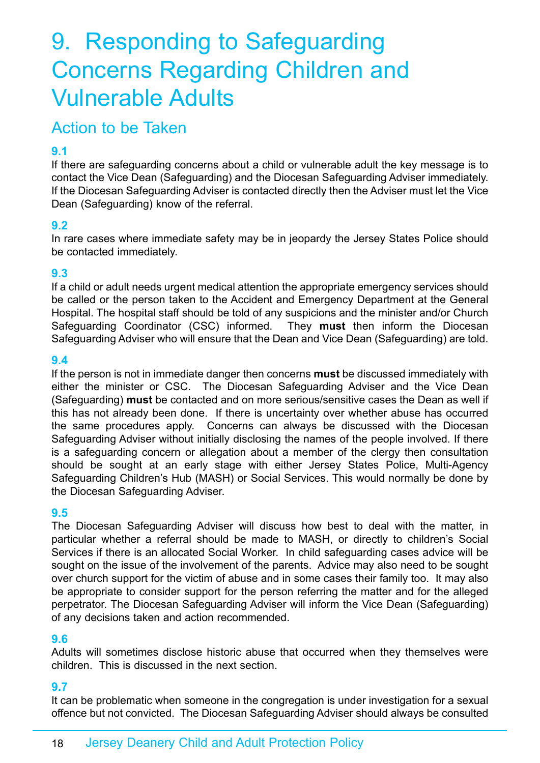# 9. Responding to Safeguarding Concerns Regarding Children and Vulnerable Adults

## Action to be Taken

### 9.1

If there are safeguarding concerns about a child or vulnerable adult the key message is to contact the Vice Dean (Safeguarding) and the Diocesan Safeguarding Adviser immediately. If the Diocesan Safeguarding Adviser is contacted directly then the Adviser must let the Vice Dean (Safeguarding) know of the referral.

### 9.2

In rare cases where immediate safety may be in jeopardy the Jersey States Police should be contacted immediately.

### 9.3

If a child or adult needs urgent medical attention the appropriate emergency services should be called or the person taken to the Accident and Emergency Department at the General Hospital. The hospital staff should be told of any suspicions and the minister and/or Church Safeguarding Coordinator (CSC) informed. They **must** then inform the Diocesan Safeguarding Adviser who will ensure that the Dean and Vice Dean (Safeguarding) are told.

### 9.4

If the person is not in immediate danger then concerns **must** be discussed immediately with either the minister or CSC. The Diocesan Safeguarding Adviser and the Vice Dean (Safeguarding) **must** be contacted and on more serious/sensitive cases the Dean as well if this has not already been done. If there is uncertainty over whether abuse has occurred the same procedures apply. Concerns can always be discussed with the Diocesan Safeguarding Adviser without initially disclosing the names of the people involved. If there is a safeguarding concern or allegation about a member of the clergy then consultation should be sought at an early stage with either Jersey States Police, Multi-Agency Safeguarding Children's Hub (MASH) or Social Services. This would normally be done by the Diocesan Safeguarding Adviser.

### 9.5

The Diocesan Safeguarding Adviser will discuss how best to deal with the matter, in particular whether a referral should be made to MASH, or directly to children's Social Services if there is an allocated Social Worker. In child safeguarding cases advice will be sought on the issue of the involvement of the parents. Advice may also need to be sought over church support for the victim of abuse and in some cases their family too. It may also be appropriate to consider support for the person referring the matter and for the alleged perpetrator. The Diocesan Safeguarding Adviser will inform the Vice Dean (Safeguarding) of any decisions taken and action recommended.

### 9.6

Adults will sometimes disclose historic abuse that occurred when they themselves were children. This is discussed in the next section.

### 9.7

It can be problematic when someone in the congregation is under investigation for a sexual offence but not convicted. The Diocesan Safeguarding Adviser should always be consulted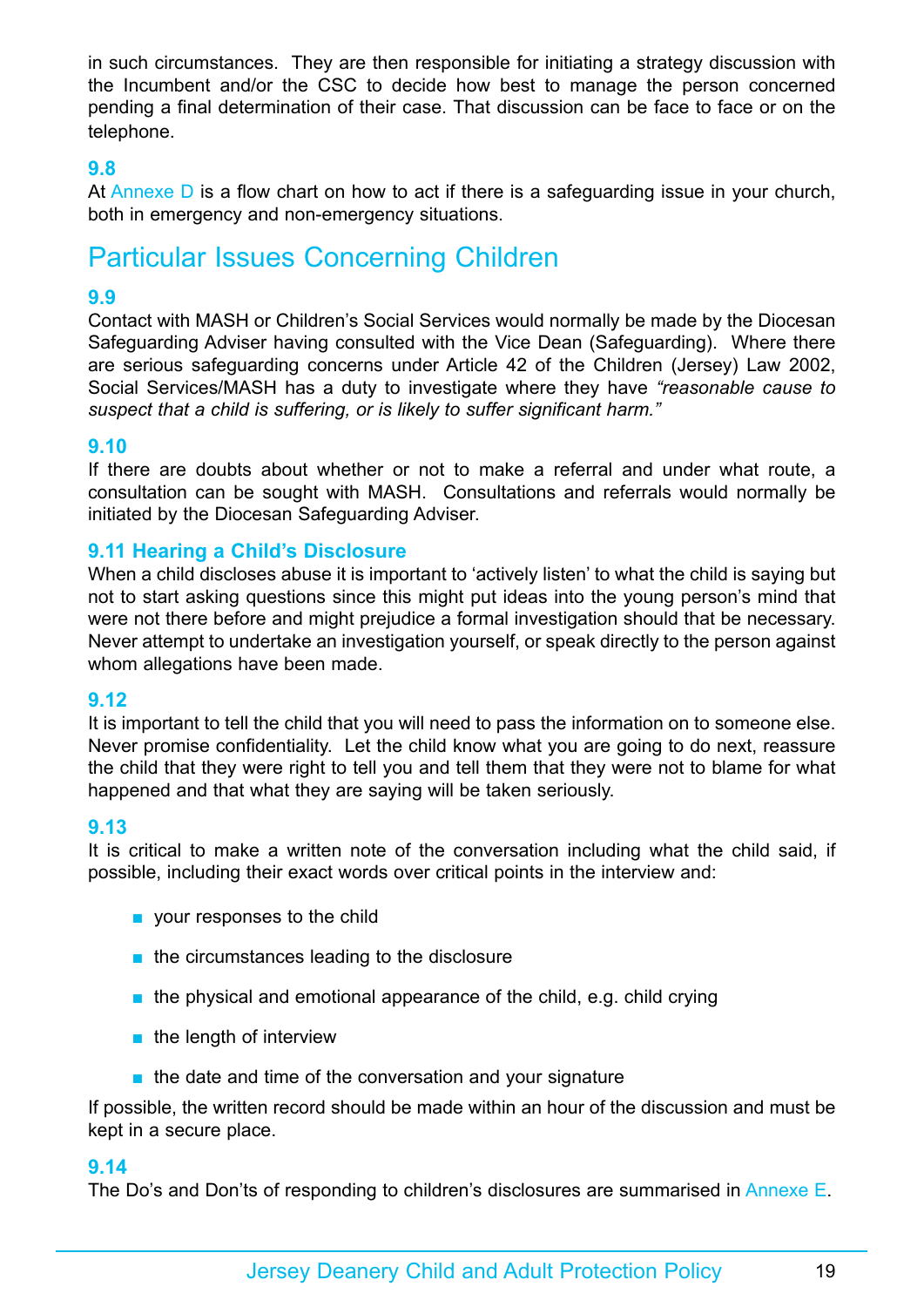in such circumstances. They are then responsible for initiating a strategy discussion with the Incumbent and/or the CSC to decide how best to manage the person concerned pending a final determination of their case. That discussion can be face to face or on the telephone.

**9.8**

At Annexe D is a flow chart on how to act if there is a safeguarding issue in your church, both in emergency and non-emergency situations.

## Particular Issues Concerning Children

**9.9**

Contact with MASH or Children's Social Services would normally be made by the Diocesan Safeguarding Adviser having consulted with the Vice Dean (Safeguarding). Where there are serious safeguarding concerns under Article 42 of the Children (Jersey) Law 2002, Social Services/MASH has a duty to investigate where they have *"reasonable cause to suspect that a child is suffering, or is likely to suffer significant harm."*

**9.10**

If there are doubts about whether or not to make a referral and under what route, a consultation can be sought with MASH. Consultations and referrals would normally be initiated by the Diocesan Safeguarding Adviser.

**9.11 Hearing a Child's Disclosure**

When a child discloses abuse it is important to 'actively listen' to what the child is saying but not to start asking questions since this might put ideas into the young person's mind that were not there before and might prejudice a formal investigation should that be necessary. Never attempt to undertake an investigation yourself, or speak directly to the person against whom allegations have been made.

**9.12**

It is important to tell the child that you will need to pass the information on to someone else. Never promise confidentiality. Let the child know what you are going to do next, reassure the child that they were right to tell you and tell them that they were not to blame for what happened and that what they are saying will be taken seriously.

**9.13**

It is critical to make a written note of the conversation including what the child said, if possible, including their exact words over critical points in the interview and:

- your responses to the child
- the circumstances leading to the disclosure
- the physical and emotional appearance of the child, e.g. child crying
- the length of interview
- the date and time of the conversation and your signature

If possible, the written record should be made within an hour of the discussion and must be kept in a secure place.

**9.14**

The Do's and Don'ts of responding to children's disclosures are summarised in Annexe E.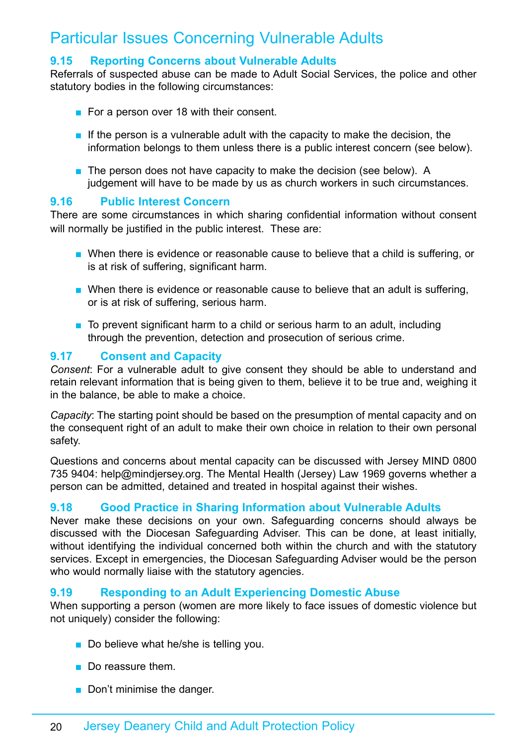# Particular Issues Concerning Vulnerable Adults

## 9.15 Reporting Concerns about Vulnerable Adults

Referrals of suspected abuse can be made to Adult Social Services, the police and other statutory bodies in the following circumstances:

- For a person over 18 with their consent.
- If the person is a vulnerable adult with the capacity to make the decision, the information belongs to them unless there is a public interest concern (see below).
- The person does not have capacity to make the decision (see below). A judgement will have to be made by us as church workers in such circumstances.

## 9.16 Public Interest Concern

There are some circumstances in which sharing confidential information without consent will normally be justified in the public interest. These are:

- When there is evidence or reasonable cause to believe that a child is suffering, or is at risk of suffering, significant harm.
- When there is evidence or reasonable cause to believe that an adult is suffering, or is at risk of suffering, serious harm.
- To prevent significant harm to a child or serious harm to an adult, including through the prevention, detection and prosecution of serious crime.

## 9.17 Consent and Capacity

*Consent*: For a vulnerable adult to give consent they should be able to understand and retain relevant information that is being given to them, believe it to be true and, weighing it in the balance, be able to make a choice.

*Capacity*: The starting point should be based on the presumption of mental capacity and on the consequent right of an adult to make their own choice in relation to their own personal safety.

Questions and concerns about mental capacity can be discussed with Jersey MIND 0800 735 9404: help@mindjersey.org. The Mental Health (Jersey) Law 1969 governs whether a person can be admitted, detained and treated in hospital against their wishes.

## 9.18 Good Practice in Sharing Information about Vulnerable Adults

Never make these decisions on your own. Safeguarding concerns should always be discussed with the Diocesan Safeguarding Adviser. This can be done, at least initially, without identifying the individual concerned both within the church and with the statutory services. Except in emergencies, the Diocesan Safeguarding Adviser would be the person who would normally liaise with the statutory agencies.

## 9.19 Responding to an Adult Experiencing Domestic Abuse

When supporting a person (women are more likely to face issues of domestic violence but not uniquely) consider the following:

- Do believe what he/she is telling you.
- Do reassure them.
- Don't minimise the danger.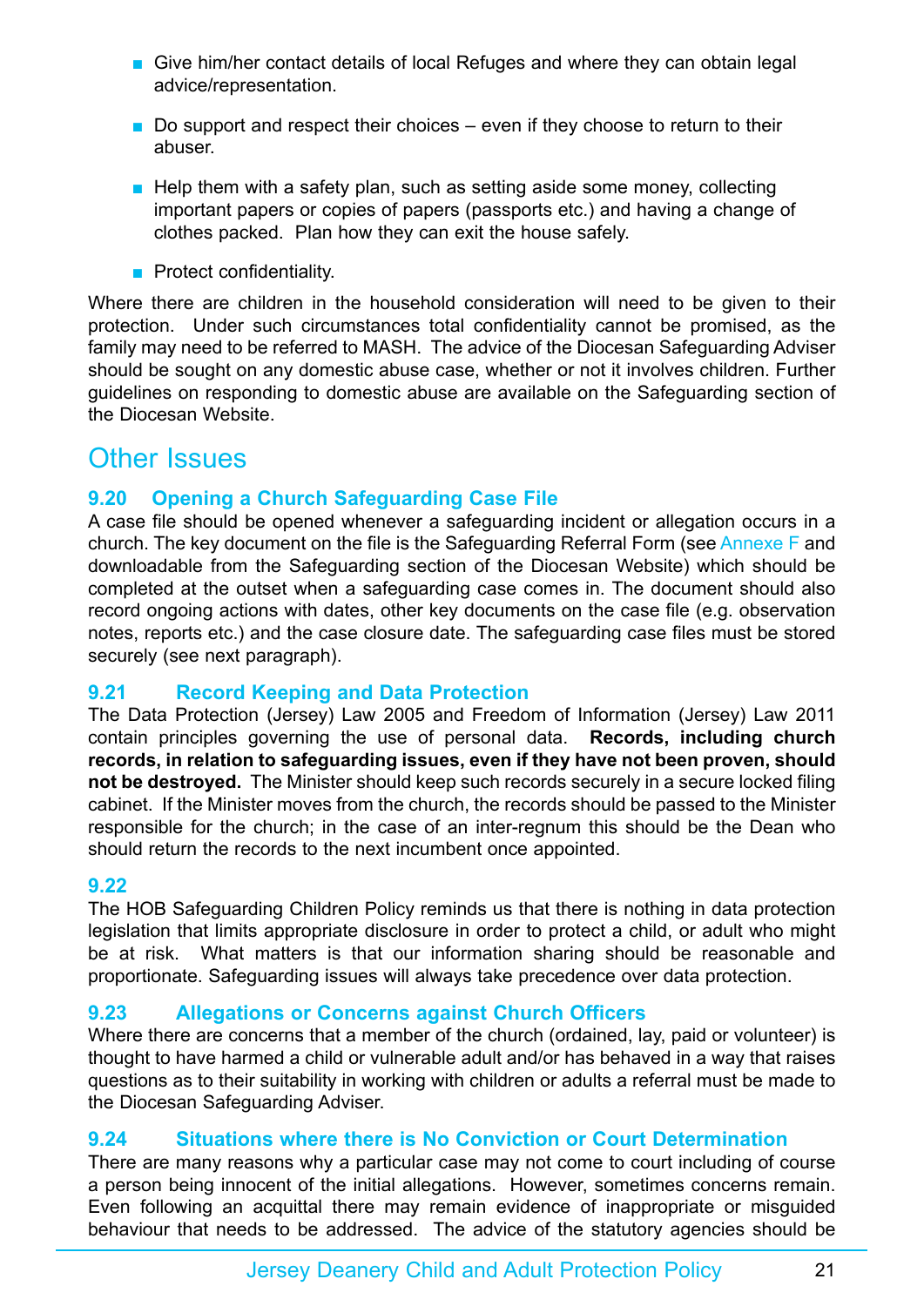- Give him/her contact details of local Refuges and where they can obtain legal advice/representation.
- Do support and respect their choices – even if they choose to return to their abuser.
- Help them with a safety plan, such as setting aside some money, collecting important papers or copies of papers (passports etc.) and having a change of clothes packed. Plan how they can exit the house safely.
- Protect confidentiality.

Where there are children in the household consideration will need to be given to their protection. Under such circumstances total confidentiality cannot be promised, as the family may need to be referred to MASH. The advice of the Diocesan Safeguarding Adviser should be sought on any domestic abuse case, whether or not it involves children. Further guidelines on responding to domestic abuse are available on the Safeguarding section of the Diocesan Website.

## Other Issues

### 9.20 Opening a Church Safeguarding Case File

A case file should be opened whenever a safeguarding incident or allegation occurs in a church. The key document on the file is the Safeguarding Referral Form (see Annexe F and downloadable from the Safeguarding section of the Diocesan Website) which should be completed at the outset when a safeguarding case comes in. The document should also record ongoing actions with dates, other key documents on the case file (e.g. observation notes, reports etc.) and the case closure date. The safeguarding case files must be stored securely (see next paragraph).

### 9.21 Record Keeping and Data Protection

The Data Protection (Jersey) Law 2005 and Freedom of Information (Jersey) Law 2011 contain principles governing the use of personal data. **Records, including church records, in relation to safeguarding issues, even if they have not been proven, should not be destroyed.** The Minister should keep such records securely in a secure locked filing cabinet. If the Minister moves from the church, the records should be passed to the Minister responsible for the church; in the case of an inter-regnum this should be the Dean who should return the records to the next incumbent once appointed.

### 9.22

The HOB Safeguarding Children Policy reminds us that there is nothing in data protection legislation that limits appropriate disclosure in order to protect a child, or adult who might be at risk. What matters is that our information sharing should be reasonable and proportionate. Safeguarding issues will always take precedence over data protection.

### 9.23 Allegations or Concerns against Church Officers

Where there are concerns that a member of the church (ordained, lay, paid or volunteer) is thought to have harmed a child or vulnerable adult and/or has behaved in a way that raises questions as to their suitability in working with children or adults a referral must be made to the Diocesan Safeguarding Adviser.

### 9.24 Situations where there is No Conviction or Court Determination

There are many reasons why a particular case may not come to court including of course a person being innocent of the initial allegations. However, sometimes concerns remain. Even following an acquittal there may remain evidence of inappropriate or misguided behaviour that needs to be addressed. The advice of the statutory agencies should be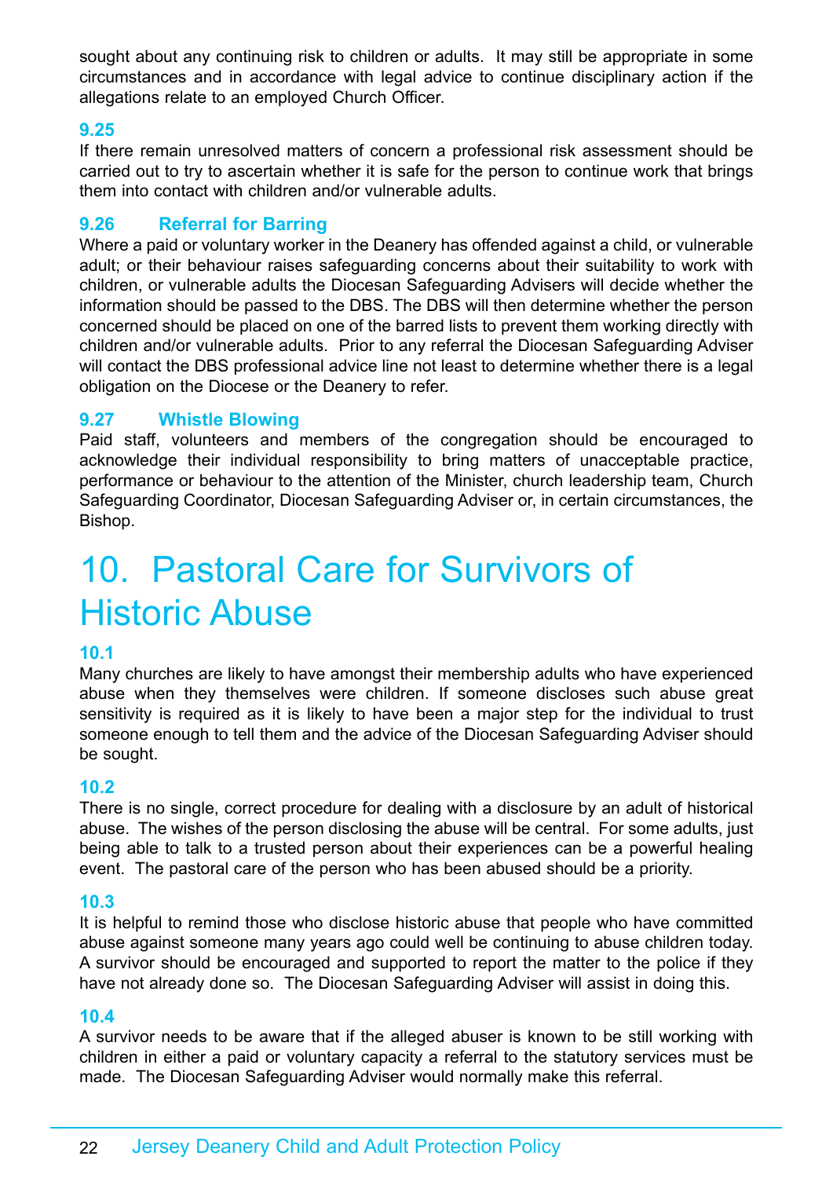sought about any continuing risk to children or adults. It may still be appropriate in some circumstances and in accordance with legal advice to continue disciplinary action if the allegations relate to an employed Church Officer.

### 9.25

If there remain unresolved matters of concern a professional risk assessment should be carried out to try to ascertain whether it is safe for the person to continue work that brings them into contact with children and/or vulnerable adults.

### 9.26 Referral for Barring

Where a paid or voluntary worker in the Deanery has offended against a child, or vulnerable adult; or their behaviour raises safeguarding concerns about their suitability to work with children, or vulnerable adults the Diocesan Safeguarding Advisers will decide whether the information should be passed to the DBS. The DBS will then determine whether the person concerned should be placed on one of the barred lists to prevent them working directly with children and/or vulnerable adults. Prior to any referral the Diocesan Safeguarding Adviser will contact the DBS professional advice line not least to determine whether there is a legal obligation on the Diocese or the Deanery to refer.

### 9.27 Whistle Blowing

Paid staff, volunteers and members of the congregation should be encouraged to acknowledge their individual responsibility to bring matters of unacceptable practice, performance or behaviour to the attention of the Minister, church leadership team, Church Safeguarding Coordinator, Diocesan Safeguarding Adviser or, in certain circumstances, the Bishop.

# 10. Pastoral Care for Survivors of Historic Abuse

### 10.1

Many churches are likely to have amongst their membership adults who have experienced abuse when they themselves were children. If someone discloses such abuse great sensitivity is required as it is likely to have been a major step for the individual to trust someone enough to tell them and the advice of the Diocesan Safeguarding Adviser should be sought.

### 10.2

There is no single, correct procedure for dealing with a disclosure by an adult of historical abuse. The wishes of the person disclosing the abuse will be central. For some adults, just being able to talk to a trusted person about their experiences can be a powerful healing event. The pastoral care of the person who has been abused should be a priority.

### 10.3

It is helpful to remind those who disclose historic abuse that people who have committed abuse against someone many years ago could well be continuing to abuse children today. A survivor should be encouraged and supported to report the matter to the police if they have not already done so. The Diocesan Safeguarding Adviser will assist in doing this.

### 10.4

A survivor needs to be aware that if the alleged abuser is known to be still working with children in either a paid or voluntary capacity a referral to the statutory services must be made. The Diocesan Safeguarding Adviser would normally make this referral.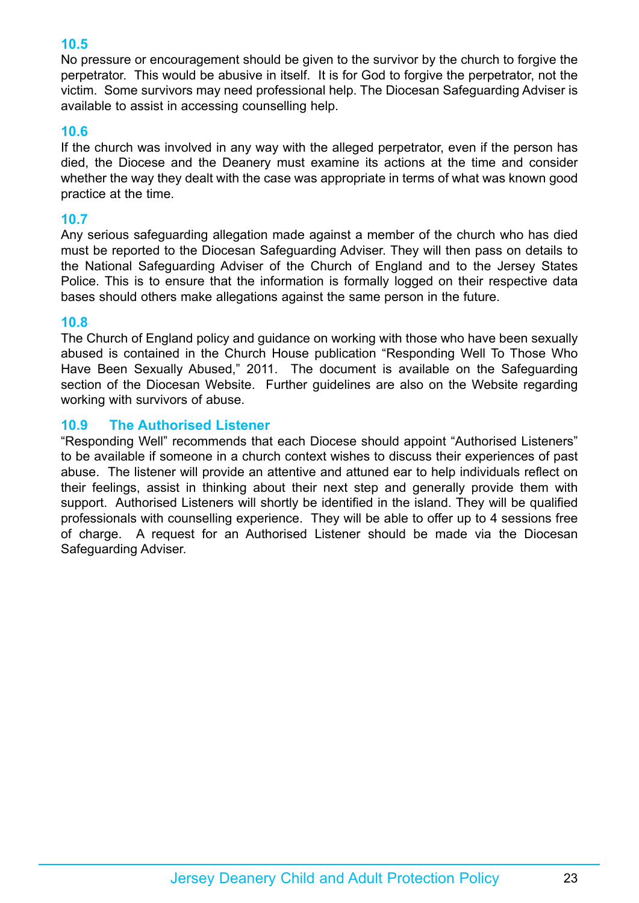### 10.5

No pressure or encouragement should be given to the survivor by the church to forgive the perpetrator. This would be abusive in itself. It is for God to forgive the perpetrator, not the victim. Some survivors may need professional help. The Diocesan Safeguarding Adviser is available to assist in accessing counselling help.

### 10.6

If the church was involved in any way with the alleged perpetrator, even if the person has died, the Diocese and the Deanery must examine its actions at the time and consider whether the way they dealt with the case was appropriate in terms of what was known good practice at the time.

### 10.7

Any serious safeguarding allegation made against a member of the church who has died must be reported to the Diocesan Safeguarding Adviser. They will then pass on details to the National Safeguarding Adviser of the Church of England and to the Jersey States Police. This is to ensure that the information is formally logged on their respective data bases should others make allegations against the same person in the future.

### 10.8

The Church of England policy and guidance on working with those who have been sexually abused is contained in the Church House publication "Responding Well To Those Who Have Been Sexually Abused," 2011. The document is available on the Safeguarding section of the Diocesan Website. Further guidelines are also on the Website regarding working with survivors of abuse.

### 10.9 The Authorised Listener

"Responding Well" recommends that each Diocese should appoint "Authorised Listeners" to be available if someone in a church context wishes to discuss their experiences of past abuse. The listener will provide an attentive and attuned ear to help individuals reflect on their feelings, assist in thinking about their next step and generally provide them with support. Authorised Listeners will shortly be identified in the island. They will be qualified professionals with counselling experience. They will be able to offer up to 4 sessions free of charge. A request for an Authorised Listener should be made via the Diocesan Safeguarding Adviser.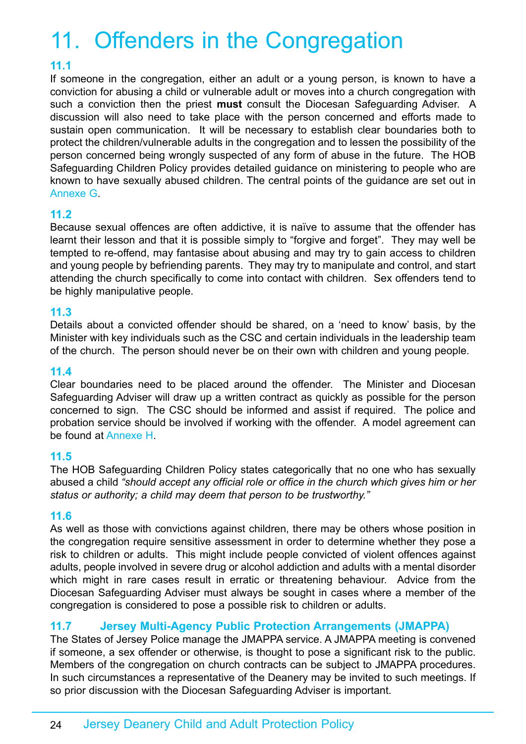# 11. Offenders in the Congregation

### 11.1

If someone in the congregation, either an adult or a young person, is known to have a conviction for abusing a child or vulnerable adult or moves into a church congregation with such a conviction then the priest **must** consult the Diocesan Safeguarding Adviser. A discussion will also need to take place with the person concerned and efforts made to sustain open communication. It will be necessary to establish clear boundaries both to protect the children/vulnerable adults in the congregation and to lessen the possibility of the person concerned being wrongly suspected of any form of abuse in the future. The HOB Safeguarding Children Policy provides detailed guidance on ministering to people who are known to have sexually abused children. The central points of the guidance are set out in Annexe G.

### 11.2

Because sexual offences are often addictive, it is naïve to assume that the offender has learnt their lesson and that it is possible simply to "forgive and forget". They may well be tempted to re-offend, may fantasise about abusing and may try to gain access to children and young people by befriending parents. They may try to manipulate and control, and start attending the church specifically to come into contact with children. Sex offenders tend to be highly manipulative people.

### 11.3

Details about a convicted offender should be shared, on a 'need to know' basis, by the Minister with key individuals such as the CSC and certain individuals in the leadership team of the church. The person should never be on their own with children and young people.

### 11.4

Clear boundaries need to be placed around the offender. The Minister and Diocesan Safeguarding Adviser will draw up a written contract as quickly as possible for the person concerned to sign. The CSC should be informed and assist if required. The police and probation service should be involved if working with the offender. A model agreement can be found at Annexe H.

### 11.5

The HOB Safeguarding Children Policy states categorically that no one who has sexually abused a child *"should accept any official role or office in the church which gives him or her status or authority; a child may deem that person to be trustworthy."*

### 11.6

As well as those with convictions against children, there may be others whose position in the congregation require sensitive assessment in order to determine whether they pose a risk to children or adults. This might include people convicted of violent offences against adults, people involved in severe drug or alcohol addiction and adults with a mental disorder which might in rare cases result in erratic or threatening behaviour. Advice from the Diocesan Safeguarding Adviser must always be sought in cases where a member of the congregation is considered to pose a possible risk to children or adults.

### 11.7 Jersey Multi-Agency Public Protection Arrangements (JMAPPA)

The States of Jersey Police manage the JMAPPA service. A JMAPPA meeting is convened if someone, a sex offender or otherwise, is thought to pose a significant risk to the public. Members of the congregation on church contracts can be subject to JMAPPA procedures. In such circumstances a representative of the Deanery may be invited to such meetings. If so prior discussion with the Diocesan Safeguarding Adviser is important.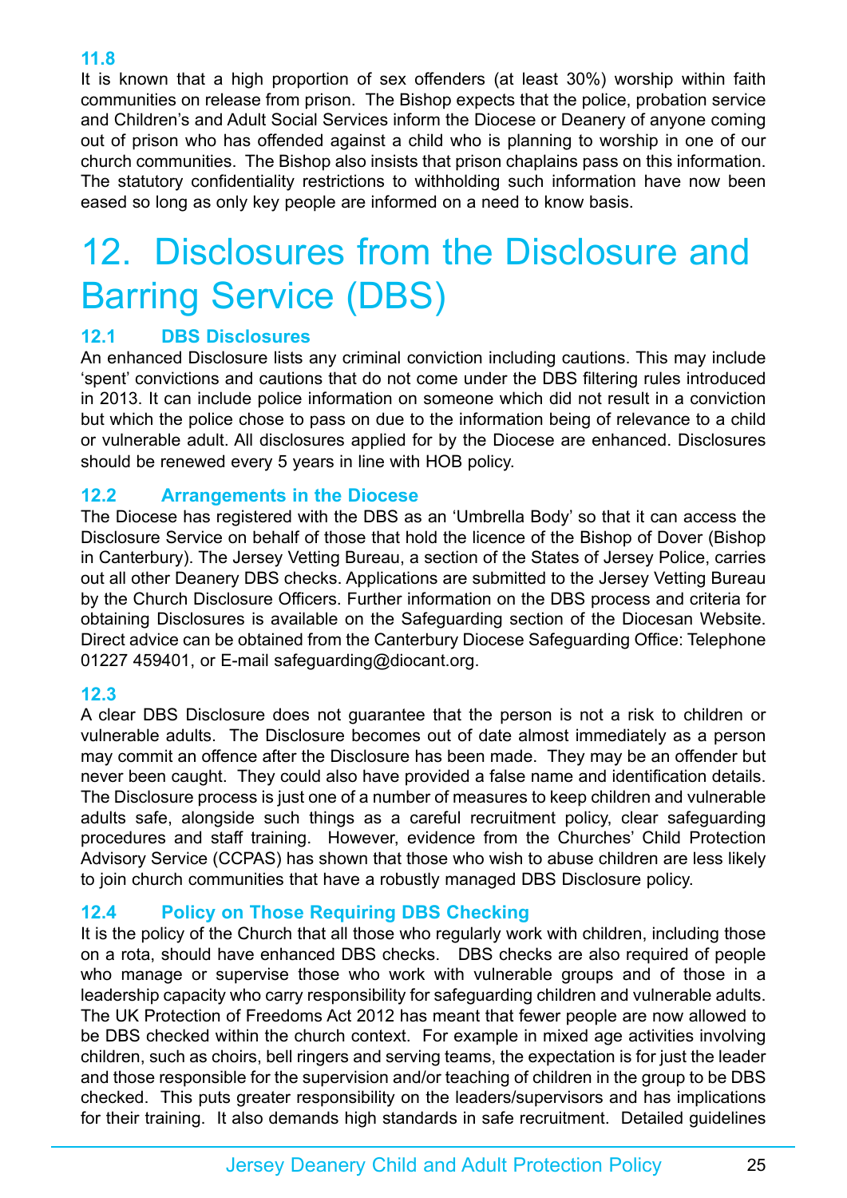### 11.8

It is known that a high proportion of sex offenders (at least 30%) worship within faith communities on release from prison. The Bishop expects that the police, probation service and Children's and Adult Social Services inform the Diocese or Deanery of anyone coming out of prison who has offended against a child who is planning to worship in one of our church communities. The Bishop also insists that prison chaplains pass on this information. The statutory confidentiality restrictions to withholding such information have now been eased so long as only key people are informed on a need to know basis.

# 12. Disclosures from the Disclosure and Barring Service (DBS)

### 12.1 DBS Disclosures

An enhanced Disclosure lists any criminal conviction including cautions. This may include 'spent' convictions and cautions that do not come under the DBS filtering rules introduced in 2013. It can include police information on someone which did not result in a conviction but which the police chose to pass on due to the information being of relevance to a child or vulnerable adult. All disclosures applied for by the Diocese are enhanced. Disclosures should be renewed every 5 years in line with HOB policy.

### 12.2 Arrangements in the Diocese

The Diocese has registered with the DBS as an 'Umbrella Body' so that it can access the Disclosure Service on behalf of those that hold the licence of the Bishop of Dover (Bishop in Canterbury). The Jersey Vetting Bureau, a section of the States of Jersey Police, carries out all other Deanery DBS checks. Applications are submitted to the Jersey Vetting Bureau by the Church Disclosure Officers. Further information on the DBS process and criteria for obtaining Disclosures is available on the Safeguarding section of the Diocesan Website. Direct advice can be obtained from the Canterbury Diocese Safeguarding Office: Telephone 01227 459401, or E-mail safeguarding@diocant.org.

### 12.3

A clear DBS Disclosure does not guarantee that the person is not a risk to children or vulnerable adults. The Disclosure becomes out of date almost immediately as a person may commit an offence after the Disclosure has been made. They may be an offender but never been caught. They could also have provided a false name and identification details. The Disclosure process is just one of a number of measures to keep children and vulnerable adults safe, alongside such things as a careful recruitment policy, clear safeguarding procedures and staff training. However, evidence from the Churches' Child Protection Advisory Service (CCPAS) has shown that those who wish to abuse children are less likely to join church communities that have a robustly managed DBS Disclosure policy.

### 12.4 Policy on Those Requiring DBS Checking

It is the policy of the Church that all those who regularly work with children, including those on a rota, should have enhanced DBS checks. DBS checks are also required of people who manage or supervise those who work with vulnerable groups and of those in a leadership capacity who carry responsibility for safeguarding children and vulnerable adults. The UK Protection of Freedoms Act 2012 has meant that fewer people are now allowed to be DBS checked within the church context. For example in mixed age activities involving children, such as choirs, bell ringers and serving teams, the expectation is for just the leader and those responsible for the supervision and/or teaching of children in the group to be DBS checked. This puts greater responsibility on the leaders/supervisors and has implications for their training. It also demands high standards in safe recruitment. Detailed guidelines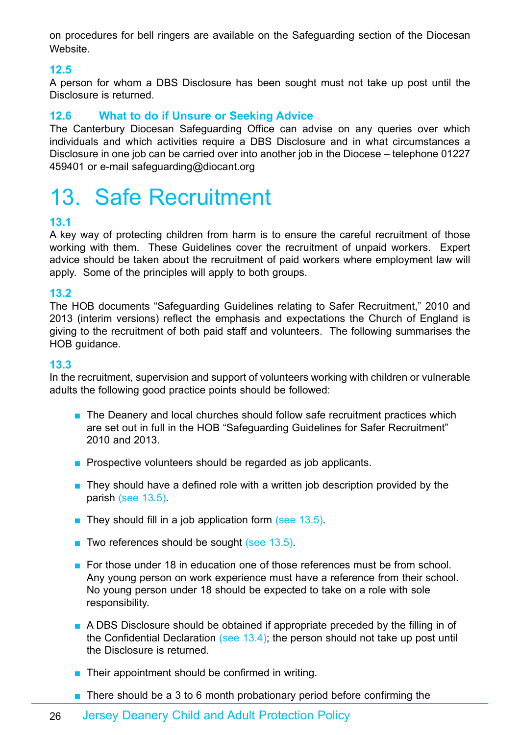on procedures for bell ringers are available on the Safeguarding section of the Diocesan Website.

### 12.5

A person for whom a DBS Disclosure has been sought must not take up post until the Disclosure is returned.

### 12.6 What to do if Unsure or Seeking Advice

The Canterbury Diocesan Safeguarding Office can advise on any queries over which individuals and which activities require a DBS Disclosure and in what circumstances a Disclosure in one job can be carried over into another job in the Diocese – telephone 01227 459401 or e-mail safeguarding@diocant.org

# 13. Safe Recruitment

### 13.1

A key way of protecting children from harm is to ensure the careful recruitment of those working with them. These Guidelines cover the recruitment of unpaid workers. Expert advice should be taken about the recruitment of paid workers where employment law will apply. Some of the principles will apply to both groups.

### 13.2

The HOB documents "Safeguarding Guidelines relating to Safer Recruitment," 2010 and 2013 (interim versions) reflect the emphasis and expectations the Church of England is giving to the recruitment of both paid staff and volunteers. The following summarises the HOB guidance.

### 13.3

In the recruitment, supervision and support of volunteers working with children or vulnerable adults the following good practice points should be followed:

- The Deanery and local churches should follow safe recruitment practices which are set out in full in the HOB "Safeguarding Guidelines for Safer Recruitment" 2010 and 2013.
- Prospective volunteers should be regarded as job applicants.
- They should have a defined role with a written job description provided by the parish (see 13.5).
- They should fill in a job application form (see 13.5).
- Two references should be sought (see 13.5).
- For those under 18 in education one of those references must be from school. Any young person on work experience must have a reference from their school. No young person under 18 should be expected to take on a role with sole responsibility.
- A DBS Disclosure should be obtained if appropriate preceded by the filling in of the Confidential Declaration (see 13.4); the person should not take up post until the Disclosure is returned.
- Their appointment should be confirmed in writing.
- There should be a 3 to 6 month probationary period before confirming the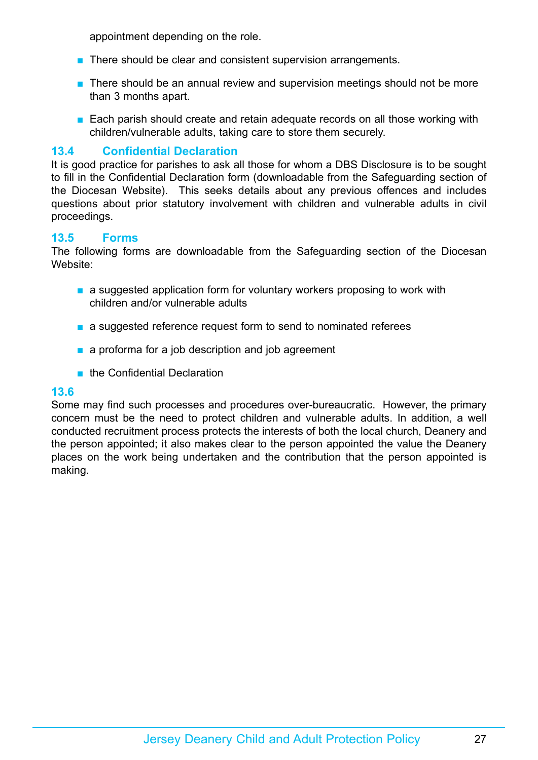appointment depending on the role.

- There should be clear and consistent supervision arrangements.
- There should be an annual review and supervision meetings should not be more than 3 months apart.
- Each parish should create and retain adequate records on all those working with children/vulnerable adults, taking care to store them securely.

### 13.4 Confidential Declaration

It is good practice for parishes to ask all those for whom a DBS Disclosure is to be sought to fill in the Confidential Declaration form (downloadable from the Safeguarding section of the Diocesan Website). This seeks details about any previous offences and includes questions about prior statutory involvement with children and vulnerable adults in civil proceedings.

### 13.5 Forms

The following forms are downloadable from the Safeguarding section of the Diocesan Website:

- a suggested application form for voluntary workers proposing to work with children and/or vulnerable adults
- a suggested reference request form to send to nominated referees
- a proforma for a job description and job agreement
- the Confidential Declaration

### 13.6

Some may find such processes and procedures over-bureaucratic. However, the primary concern must be the need to protect children and vulnerable adults. In addition, a well conducted recruitment process protects the interests of both the local church, Deanery and the person appointed; it also makes clear to the person appointed the value the Deanery places on the work being undertaken and the contribution that the person appointed is making.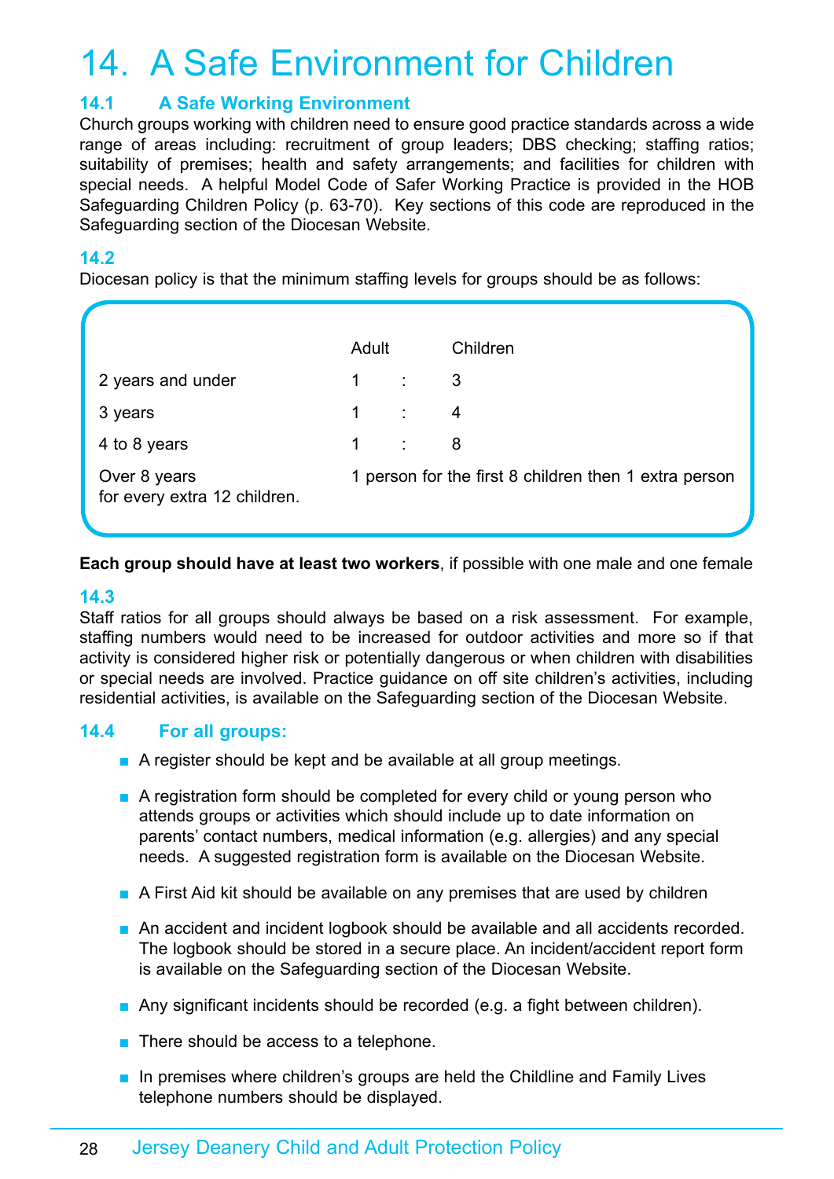# 14. A Safe Environment for Children

## 14.1 A Safe Working Environment

Church groups working with children need to ensure good practice standards across a wide range of areas including: recruitment of group leaders; DBS checking; staffing ratios; suitability of premises; health and safety arrangements; and facilities for children with special needs. A helpful Model Code of Safer Working Practice is provided in the HOB Safeguarding Children Policy (p. 63-70). Key sections of this code are reproduced in the Safeguarding section of the Diocesan Website.

## 14.2

Diocesan policy is that the minimum staffing levels for groups should be as follows:

| | Adult | | Children |
|---|---|---|---|
| 2 years and under | 1 | : | 3 |
| 3 years | 1 | : | 4 |
| 4 to 8 years | 1 | : | 8 |
| Over 8 years | 1 person for the first 8 children then 1 extra person for every extra 12 children. | | |

**Each group should have at least two workers**, if possible with one male and one female

## 14.3

Staff ratios for all groups should always be based on a risk assessment. For example, staffing numbers would need to be increased for outdoor activities and more so if that activity is considered higher risk or potentially dangerous or when children with disabilities or special needs are involved. Practice guidance on off site children's activities, including residential activities, is available on the Safeguarding section of the Diocesan Website.

## 14.4 For all groups:

- A register should be kept and be available at all group meetings.
- A registration form should be completed for every child or young person who attends groups or activities which should include up to date information on parents' contact numbers, medical information (e.g. allergies) and any special needs. A suggested registration form is available on the Diocesan Website.
- A First Aid kit should be available on any premises that are used by children
- An accident and incident logbook should be available and all accidents recorded. The logbook should be stored in a secure place. An incident/accident report form is available on the Safeguarding section of the Diocesan Website.
- Any significant incidents should be recorded (e.g. a fight between children).
- There should be access to a telephone.
- In premises where children's groups are held the Childline and Family Lives telephone numbers should be displayed.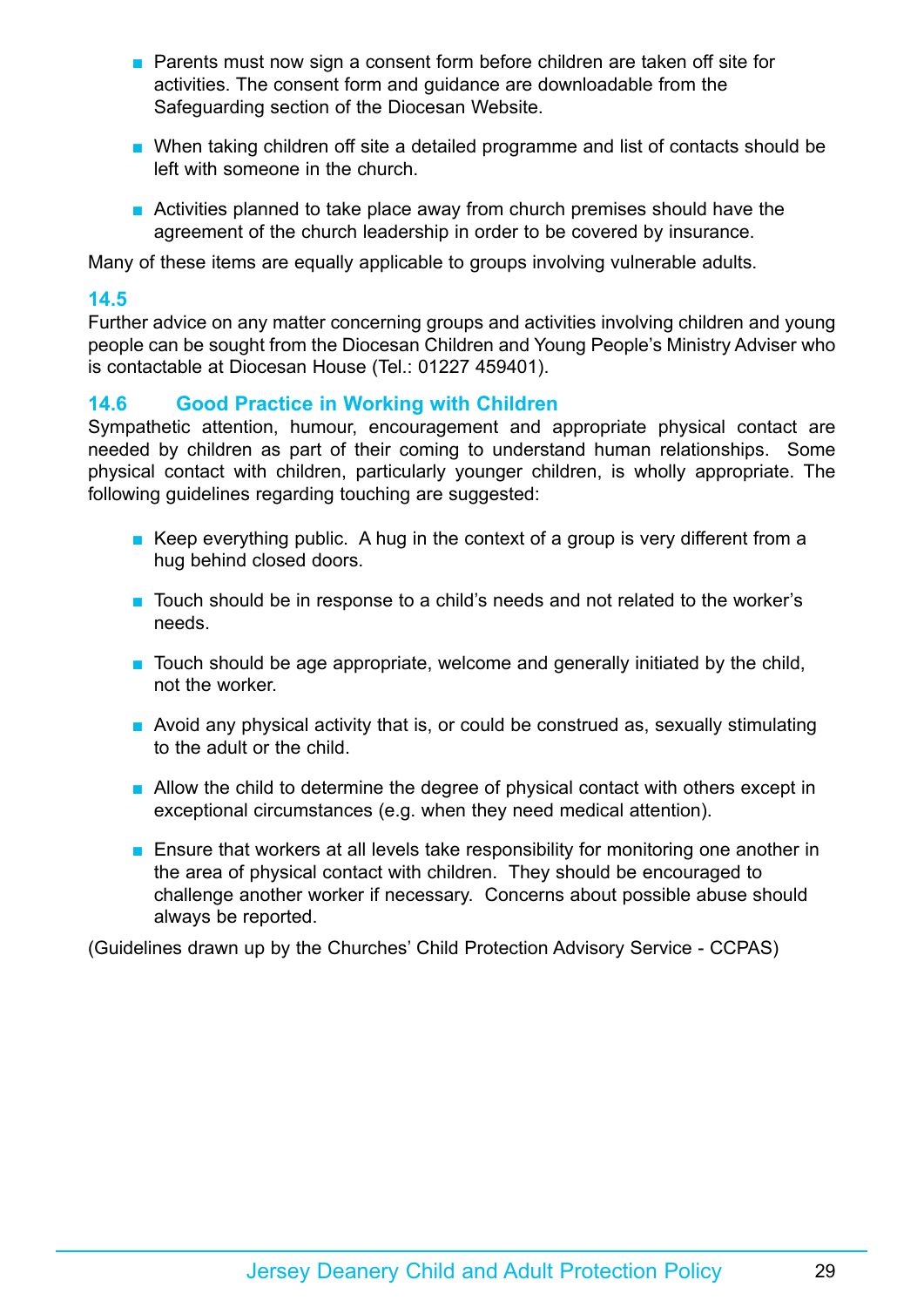- Parents must now sign a consent form before children are taken off site for activities. The consent form and guidance are downloadable from the Safeguarding section of the Diocesan Website.
- When taking children off site a detailed programme and list of contacts should be left with someone in the church.
- Activities planned to take place away from church premises should have the agreement of the church leadership in order to be covered by insurance.

Many of these items are equally applicable to groups involving vulnerable adults.

### 14.5

Further advice on any matter concerning groups and activities involving children and young people can be sought from the Diocesan Children and Young People's Ministry Adviser who is contactable at Diocesan House (Tel.: 01227 459401).

### 14.6 Good Practice in Working with Children

Sympathetic attention, humour, encouragement and appropriate physical contact are needed by children as part of their coming to understand human relationships. Some physical contact with children, particularly younger children, is wholly appropriate. The following guidelines regarding touching are suggested:

- Keep everything public. A hug in the context of a group is very different from a hug behind closed doors.
- Touch should be in response to a child's needs and not related to the worker's needs.
- Touch should be age appropriate, welcome and generally initiated by the child, not the worker.
- Avoid any physical activity that is, or could be construed as, sexually stimulating to the adult or the child.
- Allow the child to determine the degree of physical contact with others except in exceptional circumstances (e.g. when they need medical attention).
- Ensure that workers at all levels take responsibility for monitoring one another in the area of physical contact with children. They should be encouraged to challenge another worker if necessary. Concerns about possible abuse should always be reported.

(Guidelines drawn up by the Churches' Child Protection Advisory Service - CCPAS)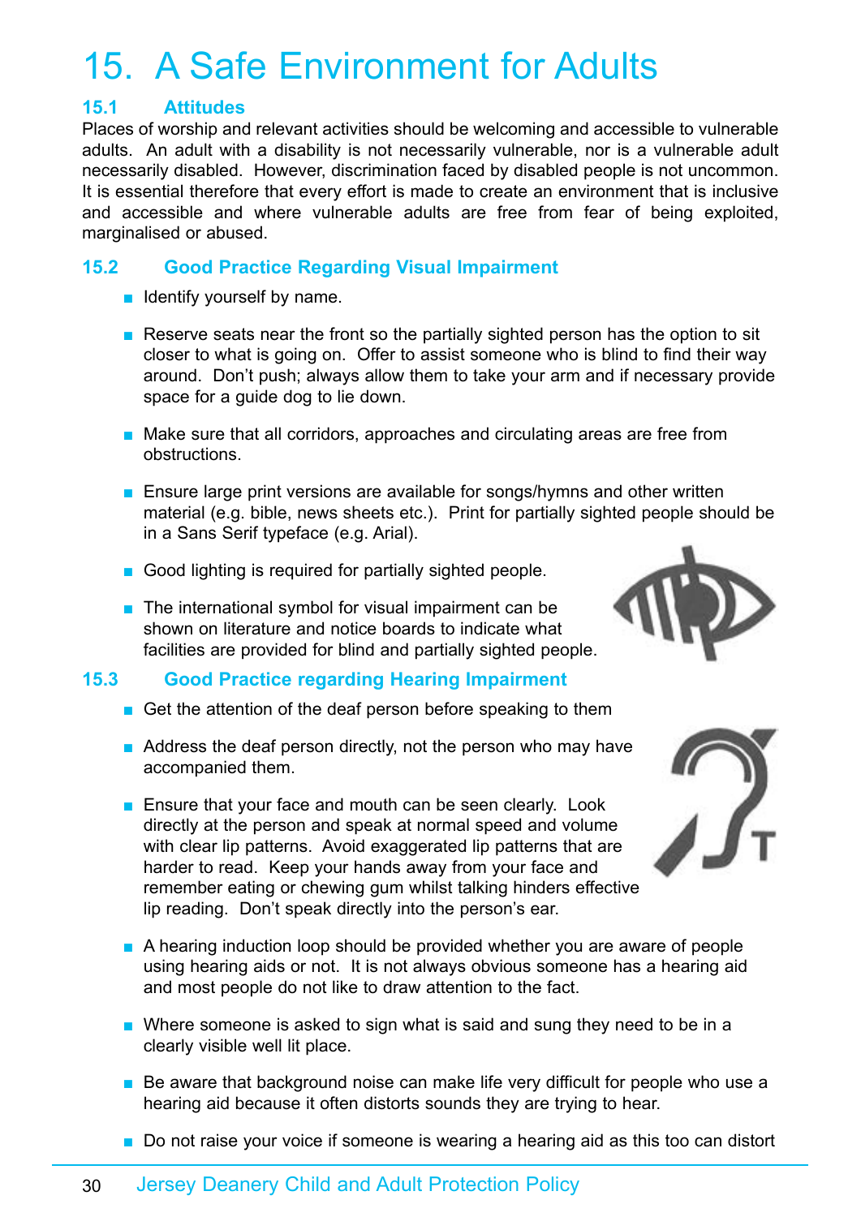# 15. A Safe Environment for Adults

## 15.1 Attitudes

Places of worship and relevant activities should be welcoming and accessible to vulnerable adults. An adult with a disability is not necessarily vulnerable, nor is a vulnerable adult necessarily disabled. However, discrimination faced by disabled people is not uncommon. It is essential therefore that every effort is made to create an environment that is inclusive and accessible and where vulnerable adults are free from fear of being exploited, marginalised or abused.

## 15.2 Good Practice Regarding Visual Impairment

- Identify yourself by name.
- Reserve seats near the front so the partially sighted person has the option to sit closer to what is going on. Offer to assist someone who is blind to find their way around. Don't push; always allow them to take your arm and if necessary provide space for a guide dog to lie down.
- Make sure that all corridors, approaches and circulating areas are free from obstructions.
- Ensure large print versions are available for songs/hymns and other written material (e.g. bible, news sheets etc.). Print for partially sighted people should be in a Sans Serif typeface (e.g. Arial).
- Good lighting is required for partially sighted people.
- The international symbol for visual impairment can be shown on literature and notice boards to indicate what facilities are provided for blind and partially sighted people.

## 15.3 Good Practice regarding Hearing Impairment

- Get the attention of the deaf person before speaking to them
- Address the deaf person directly, not the person who may have accompanied them.
- Ensure that your face and mouth can be seen clearly. Look directly at the person and speak at normal speed and volume with clear lip patterns. Avoid exaggerated lip patterns that are harder to read. Keep your hands away from your face and remember eating or chewing gum whilst talking hinders effective lip reading. Don't speak directly into the person's ear.
- A hearing induction loop should be provided whether you are aware of people using hearing aids or not. It is not always obvious someone has a hearing aid and most people do not like to draw attention to the fact.
- Where someone is asked to sign what is said and sung they need to be in a clearly visible well lit place.
- Be aware that background noise can make life very difficult for people who use a hearing aid because it often distorts sounds they are trying to hear.
- Do not raise your voice if someone is wearing a hearing aid as this too can distort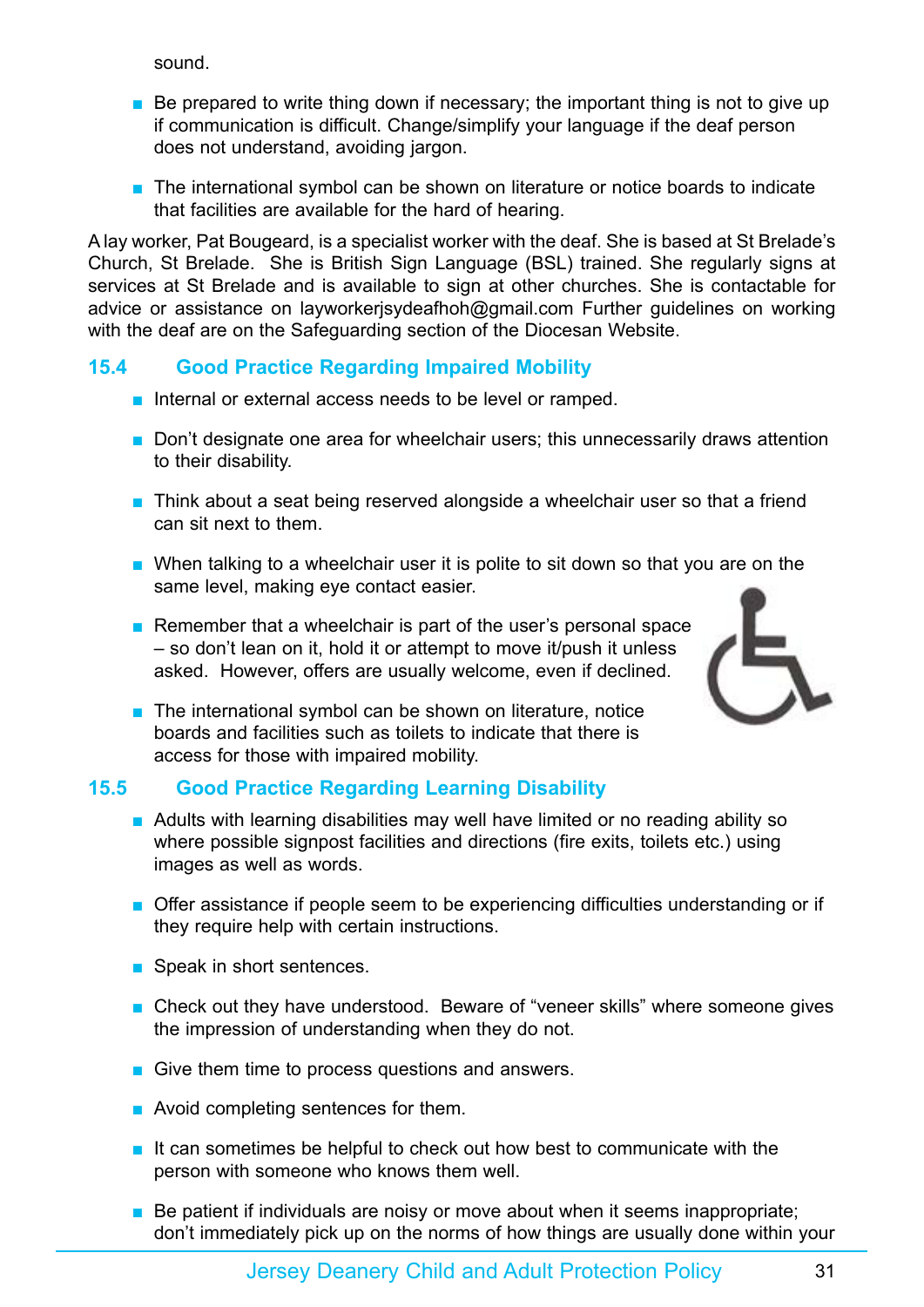sound.

- Be prepared to write thing down if necessary; the important thing is not to give up if communication is difficult. Change/simplify your language if the deaf person does not understand, avoiding jargon.

- The international symbol can be shown on literature or notice boards to indicate that facilities are available for the hard of hearing.

A lay worker, Pat Bougeard, is a specialist worker with the deaf. She is based at St Brelade's Church, St Brelade. She is British Sign Language (BSL) trained. She regularly signs at services at St Brelade and is available to sign at other churches. She is contactable for advice or assistance on layworkerjsydeafhoh@gmail.com Further guidelines on working with the deaf are on the Safeguarding section of the Diocesan Website.

## 15.4 Good Practice Regarding Impaired Mobility

- Internal or external access needs to be level or ramped.

- Don't designate one area for wheelchair users; this unnecessarily draws attention to their disability.

- Think about a seat being reserved alongside a wheelchair user so that a friend can sit next to them.

- When talking to a wheelchair user it is polite to sit down so that you are on the same level, making eye contact easier.

- Remember that a wheelchair is part of the user's personal space – so don't lean on it, hold it or attempt to move it/push it unless asked. However, offers are usually welcome, even if declined.

- The international symbol can be shown on literature, notice boards and facilities such as toilets to indicate that there is access for those with impaired mobility.

## 15.5 Good Practice Regarding Learning Disability

- Adults with learning disabilities may well have limited or no reading ability so where possible signpost facilities and directions (fire exits, toilets etc.) using images as well as words.

- Offer assistance if people seem to be experiencing difficulties understanding or if they require help with certain instructions.

- Speak in short sentences.

- Check out they have understood. Beware of "veneer skills" where someone gives the impression of understanding when they do not.

- Give them time to process questions and answers.

- Avoid completing sentences for them.

- It can sometimes be helpful to check out how best to communicate with the person with someone who knows them well.

- Be patient if individuals are noisy or move about when it seems inappropriate; don't immediately pick up on the norms of how things are usually done within your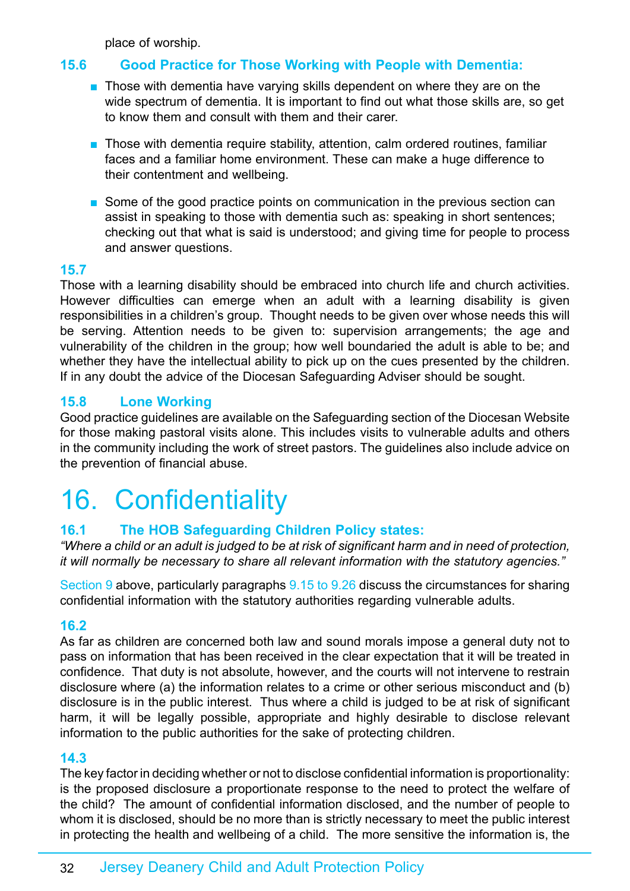place of worship.

### 15.6 Good Practice for Those Working with People with Dementia:

- Those with dementia have varying skills dependent on where they are on the wide spectrum of dementia. It is important to find out what those skills are, so get to know them and consult with them and their carer.

- Those with dementia require stability, attention, calm ordered routines, familiar faces and a familiar home environment. These can make a huge difference to their contentment and wellbeing.

- Some of the good practice points on communication in the previous section can assist in speaking to those with dementia such as: speaking in short sentences; checking out that what is said is understood; and giving time for people to process and answer questions.

### 15.7

Those with a learning disability should be embraced into church life and church activities. However difficulties can emerge when an adult with a learning disability is given responsibilities in a children's group. Thought needs to be given over whose needs this will be serving. Attention needs to be given to: supervision arrangements; the age and vulnerability of the children in the group; how well boundaried the adult is able to be; and whether they have the intellectual ability to pick up on the cues presented by the children. If in any doubt the advice of the Diocesan Safeguarding Adviser should be sought.

### 15.8 Lone Working

Good practice guidelines are available on the Safeguarding section of the Diocesan Website for those making pastoral visits alone. This includes visits to vulnerable adults and others in the community including the work of street pastors. The guidelines also include advice on the prevention of financial abuse.

# 16. Confidentiality

### 16.1 The HOB Safeguarding Children Policy states:

*"Where a child or an adult is judged to be at risk of significant harm and in need of protection, it will normally be necessary to share all relevant information with the statutory agencies."*

Section 9 above, particularly paragraphs 9.15 to 9.26 discuss the circumstances for sharing confidential information with the statutory authorities regarding vulnerable adults.

### 16.2

As far as children are concerned both law and sound morals impose a general duty not to pass on information that has been received in the clear expectation that it will be treated in confidence. That duty is not absolute, however, and the courts will not intervene to restrain disclosure where (a) the information relates to a crime or other serious misconduct and (b) disclosure is in the public interest. Thus where a child is judged to be at risk of significant harm, it will be legally possible, appropriate and highly desirable to disclose relevant information to the public authorities for the sake of protecting children.

### 14.3

The key factor in deciding whether or not to disclose confidential information is proportionality: is the proposed disclosure a proportionate response to the need to protect the welfare of the child? The amount of confidential information disclosed, and the number of people to whom it is disclosed, should be no more than is strictly necessary to meet the public interest in protecting the health and wellbeing of a child. The more sensitive the information is, the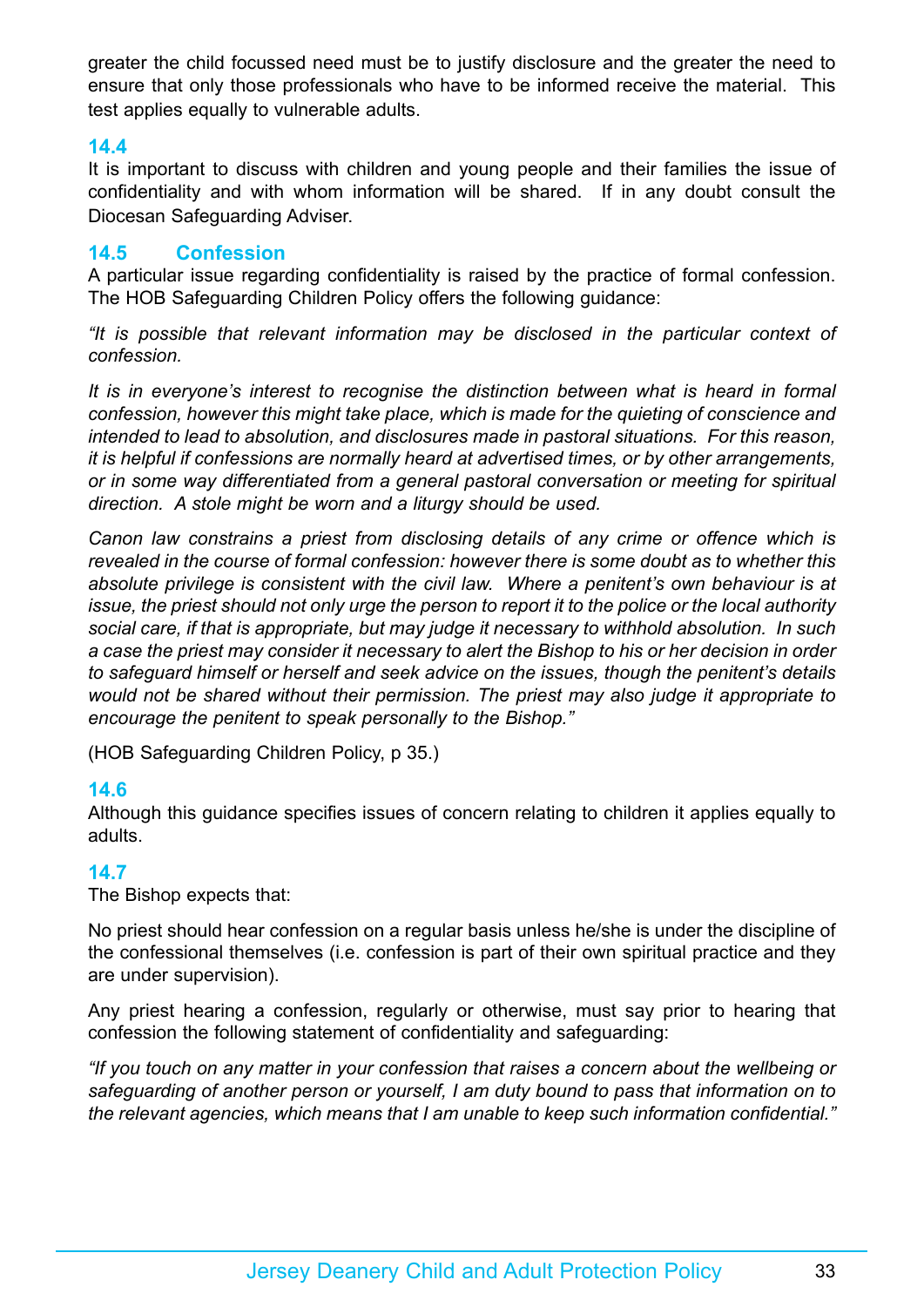greater the child focussed need must be to justify disclosure and the greater the need to ensure that only those professionals who have to be informed receive the material. This test applies equally to vulnerable adults.

### 14.4

It is important to discuss with children and young people and their families the issue of confidentiality and with whom information will be shared. If in any doubt consult the Diocesan Safeguarding Adviser.

### 14.5 Confession

A particular issue regarding confidentiality is raised by the practice of formal confession. The HOB Safeguarding Children Policy offers the following guidance:

*"It is possible that relevant information may be disclosed in the particular context of confession.*

*It is in everyone's interest to recognise the distinction between what is heard in formal confession, however this might take place, which is made for the quieting of conscience and intended to lead to absolution, and disclosures made in pastoral situations. For this reason, it is helpful if confessions are normally heard at advertised times, or by other arrangements, or in some way differentiated from a general pastoral conversation or meeting for spiritual direction. A stole might be worn and a liturgy should be used.*

*Canon law constrains a priest from disclosing details of any crime or offence which is revealed in the course of formal confession: however there is some doubt as to whether this absolute privilege is consistent with the civil law. Where a penitent's own behaviour is at issue, the priest should not only urge the person to report it to the police or the local authority social care, if that is appropriate, but may judge it necessary to withhold absolution. In such a case the priest may consider it necessary to alert the Bishop to his or her decision in order to safeguard himself or herself and seek advice on the issues, though the penitent's details would not be shared without their permission. The priest may also judge it appropriate to encourage the penitent to speak personally to the Bishop."*

(HOB Safeguarding Children Policy, p 35.)

### 14.6

Although this guidance specifies issues of concern relating to children it applies equally to adults.

### 14.7

The Bishop expects that:

No priest should hear confession on a regular basis unless he/she is under the discipline of the confessional themselves (i.e. confession is part of their own spiritual practice and they are under supervision).

Any priest hearing a confession, regularly or otherwise, must say prior to hearing that confession the following statement of confidentiality and safeguarding:

*"If you touch on any matter in your confession that raises a concern about the wellbeing or safeguarding of another person or yourself, I am duty bound to pass that information on to the relevant agencies, which means that I am unable to keep such information confidential."*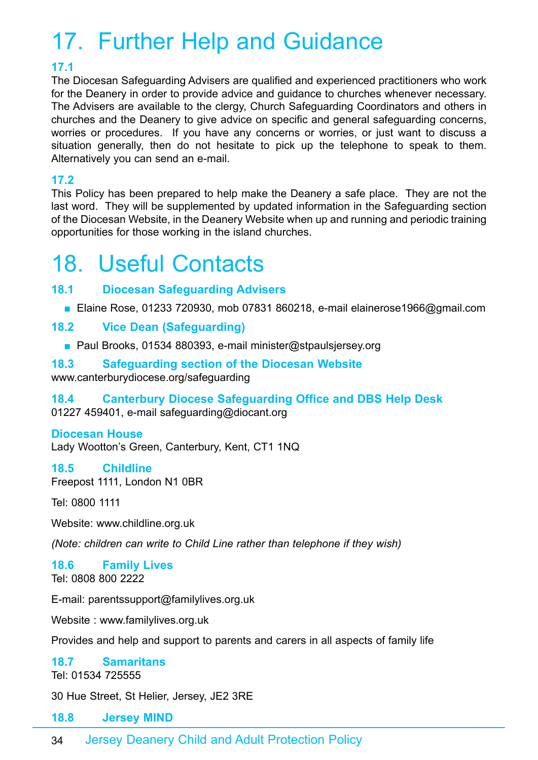# 17. Further Help and Guidance

### 17.1

The Diocesan Safeguarding Advisers are qualified and experienced practitioners who work for the Deanery in order to provide advice and guidance to churches whenever necessary. The Advisers are available to the clergy, Church Safeguarding Coordinators and others in churches and the Deanery to give advice on specific and general safeguarding concerns, worries or procedures. If you have any concerns or worries, or just want to discuss a situation generally, then do not hesitate to pick up the telephone to speak to them. Alternatively you can send an e-mail.

### 17.2

This Policy has been prepared to help make the Deanery a safe place. They are not the last word. They will be supplemented by updated information in the Safeguarding section of the Diocesan Website, in the Deanery Website when up and running and periodic training opportunities for those working in the island churches.

# 18. Useful Contacts

### 18.1 Diocesan Safeguarding Advisers

- Elaine Rose, 01233 720930, mob 07831 860218, e-mail elainerose1966@gmail.com

### 18.2 Vice Dean (Safeguarding)

- Paul Brooks, 01534 880393, e-mail minister@stpaulsjersey.org

### 18.3 Safeguarding section of the Diocesan Website

www.canterburydiocese.org/safeguarding

### 18.4 Canterbury Diocese Safeguarding Office and DBS Help Desk

01227 459401, e-mail safeguarding@diocant.org

**Diocesan House**

Lady Wootton's Green, Canterbury, Kent, CT1 1NQ

### 18.5 Childline

Freepost 1111, London N1 0BR

Tel: 0800 1111

Website: www.childline.org.uk

*(Note: children can write to Child Line rather than telephone if they wish)*

### 18.6 Family Lives

Tel: 0808 800 2222

E-mail: parentssupport@familylives.org.uk

Website : www.familylives.org.uk

Provides and help and support to parents and carers in all aspects of family life

### 18.7 Samaritans

Tel: 01534 725555

30 Hue Street, St Helier, Jersey, JE2 3RE

### 18.8 Jersey MIND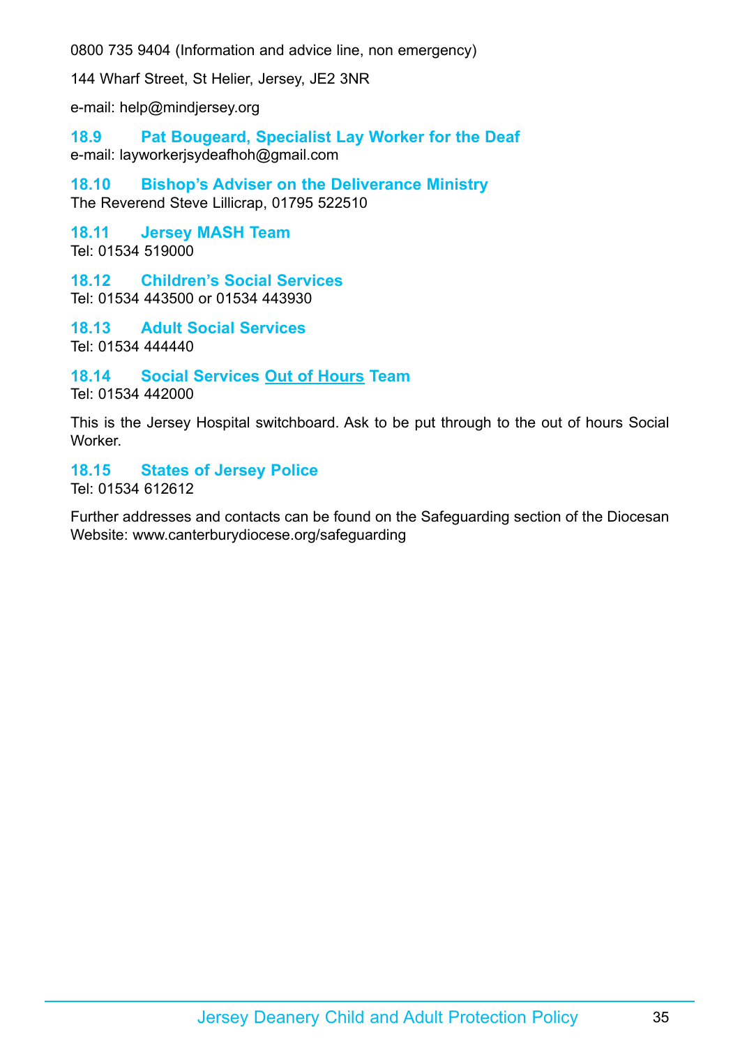0800 735 9404 (Information and advice line, non emergency)

144 Wharf Street, St Helier, Jersey, JE2 3NR

e-mail: help@mindjersey.org

### 18.9 Pat Bougeard, Specialist Lay Worker for the Deaf

e-mail: layworkerjsydeafhoh@gmail.com

### 18.10 Bishop's Adviser on the Deliverance Ministry

The Reverend Steve Lillicrap, 01795 522510

### 18.11 Jersey MASH Team

Tel: 01534 519000

### 18.12 Children's Social Services

Tel: 01534 443500 or 01534 443930

### 18.13 Adult Social Services

Tel: 01534 444440

### 18.14 Social Services Out of Hours Team

Tel: 01534 442000

This is the Jersey Hospital switchboard. Ask to be put through to the out of hours Social Worker.

### 18.15 States of Jersey Police

Tel: 01534 612612

Further addresses and contacts can be found on the Safeguarding section of the Diocesan Website: www.canterburydiocese.org/safeguarding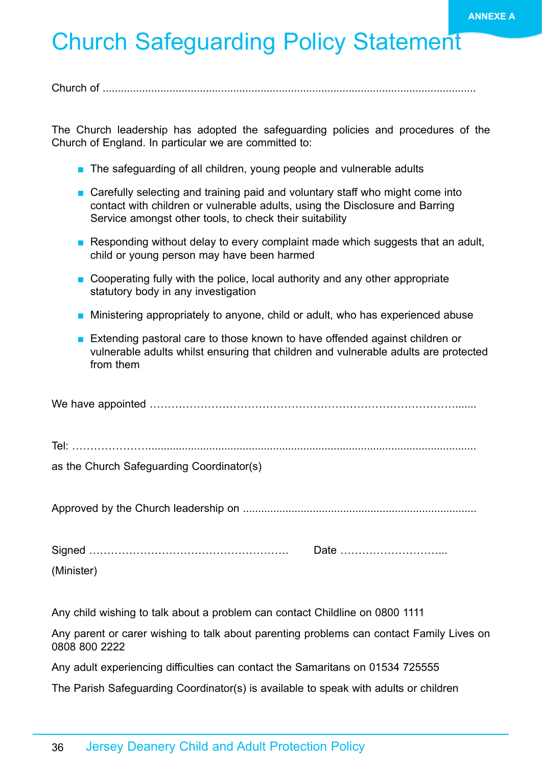ANNEXE A

# Church Safeguarding Policy Statement

Church of ........................................................................................................................

The Church leadership has adopted the safeguarding policies and procedures of the Church of England. In particular we are committed to:

- The safeguarding of all children, young people and vulnerable adults
- Carefully selecting and training paid and voluntary staff who might come into contact with children or vulnerable adults, using the Disclosure and Barring Service amongst other tools, to check their suitability
- Responding without delay to every complaint made which suggests that an adult, child or young person may have been harmed
- Cooperating fully with the police, local authority and any other appropriate statutory body in any investigation
- Ministering appropriately to anyone, child or adult, who has experienced abuse
- Extending pastoral care to those known to have offended against children or vulnerable adults whilst ensuring that children and vulnerable adults are protected from them

We have appointed ……………………………………………………………………….......

Tel: ………………….........................................................................................................

as the Church Safeguarding Coordinator(s)

Approved by the Church leadership on ...........................................................................

Signed ………………………………………………. Date ………………………...

(Minister)

Any child wishing to talk about a problem can contact Childline on 0800 1111

Any parent or carer wishing to talk about parenting problems can contact Family Lives on 0808 800 2222

Any adult experiencing difficulties can contact the Samaritans on 01534 725555

The Parish Safeguarding Coordinator(s) is available to speak with adults or children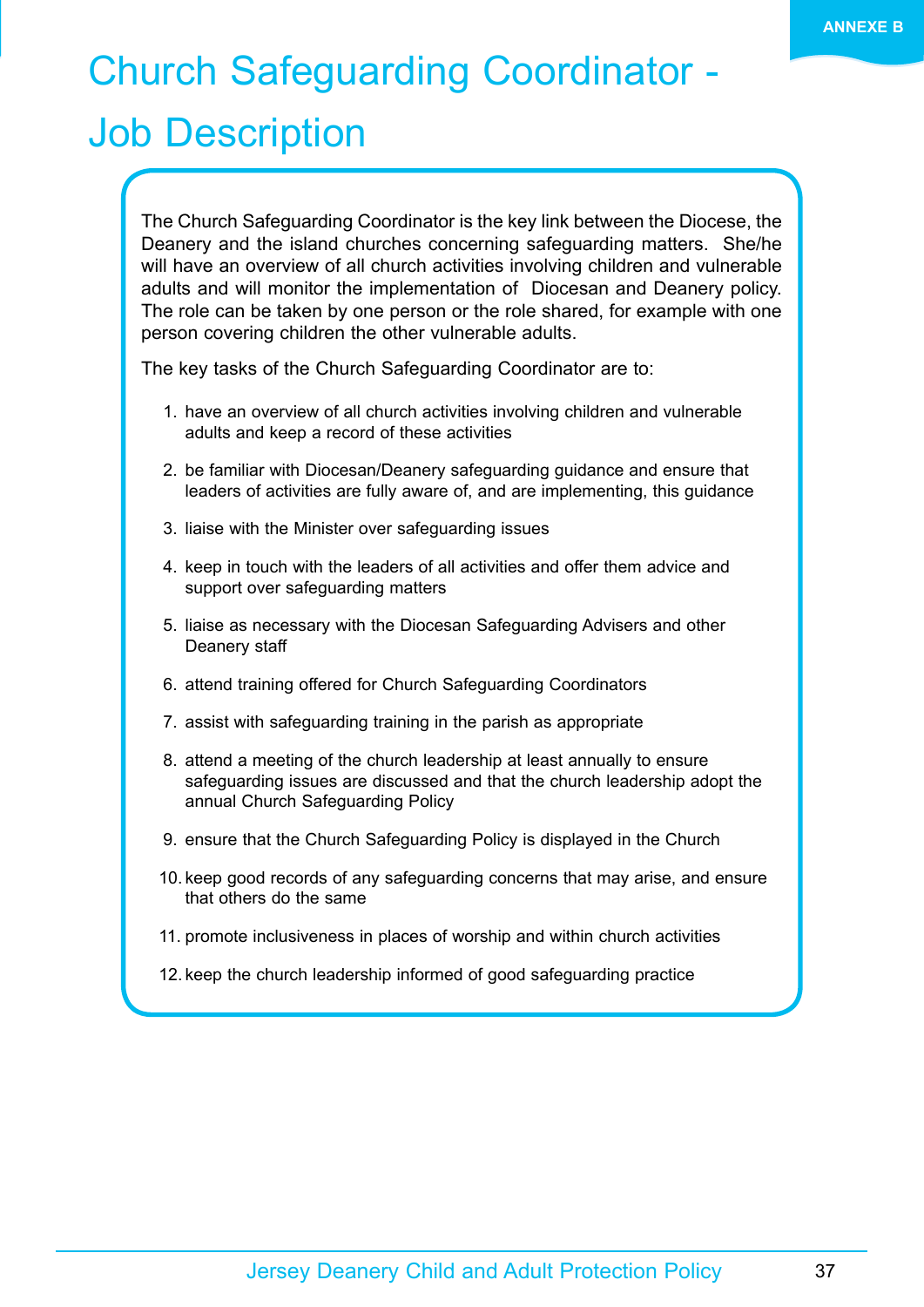ANNEXE B

# Church Safeguarding Coordinator - Job Description

The Church Safeguarding Coordinator is the key link between the Diocese, the Deanery and the island churches concerning safeguarding matters. She/he will have an overview of all church activities involving children and vulnerable adults and will monitor the implementation of Diocesan and Deanery policy. The role can be taken by one person or the role shared, for example with one person covering children the other vulnerable adults.

The key tasks of the Church Safeguarding Coordinator are to:

1. have an overview of all church activities involving children and vulnerable adults and keep a record of these activities
2. be familiar with Diocesan/Deanery safeguarding guidance and ensure that leaders of activities are fully aware of, and are implementing, this guidance
3. liaise with the Minister over safeguarding issues
4. keep in touch with the leaders of all activities and offer them advice and support over safeguarding matters
5. liaise as necessary with the Diocesan Safeguarding Advisers and other Deanery staff
6. attend training offered for Church Safeguarding Coordinators
7. assist with safeguarding training in the parish as appropriate
8. attend a meeting of the church leadership at least annually to ensure safeguarding issues are discussed and that the church leadership adopt the annual Church Safeguarding Policy
9. ensure that the Church Safeguarding Policy is displayed in the Church
10. keep good records of any safeguarding concerns that may arise, and ensure that others do the same
11. promote inclusiveness in places of worship and within church activities
12. keep the church leadership informed of good safeguarding practice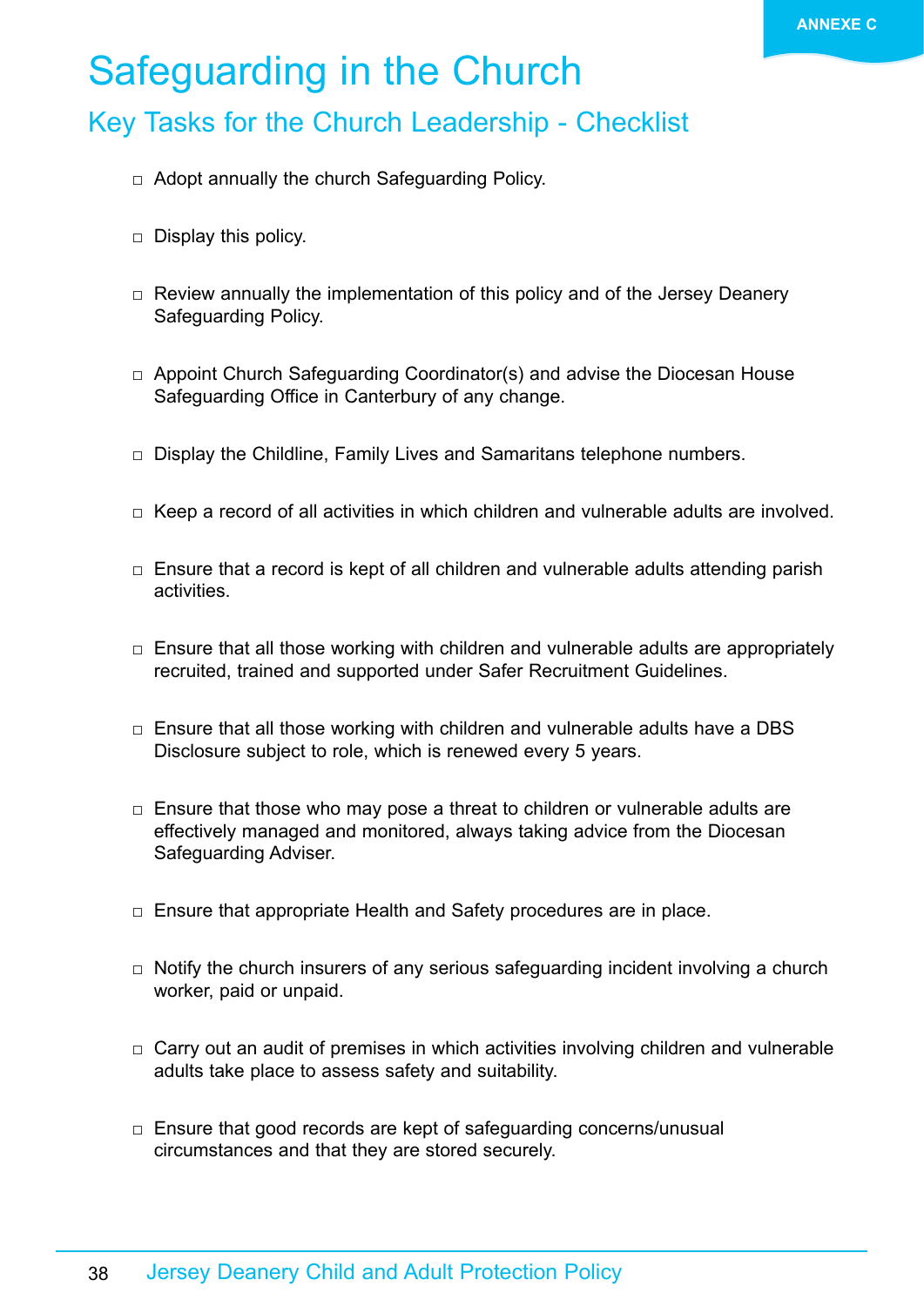ANNEXE C

# Safeguarding in the Church

## Key Tasks for the Church Leadership - Checklist

- ☐ Adopt annually the church Safeguarding Policy.
- ☐ Display this policy.
- ☐ Review annually the implementation of this policy and of the Jersey Deanery Safeguarding Policy.
- ☐ Appoint Church Safeguarding Coordinator(s) and advise the Diocesan House Safeguarding Office in Canterbury of any change.
- ☐ Display the Childline, Family Lives and Samaritans telephone numbers.
- ☐ Keep a record of all activities in which children and vulnerable adults are involved.
- ☐ Ensure that a record is kept of all children and vulnerable adults attending parish activities.
- ☐ Ensure that all those working with children and vulnerable adults are appropriately recruited, trained and supported under Safer Recruitment Guidelines.
- ☐ Ensure that all those working with children and vulnerable adults have a DBS Disclosure subject to role, which is renewed every 5 years.
- ☐ Ensure that those who may pose a threat to children or vulnerable adults are effectively managed and monitored, always taking advice from the Diocesan Safeguarding Adviser.
- ☐ Ensure that appropriate Health and Safety procedures are in place.
- ☐ Notify the church insurers of any serious safeguarding incident involving a church worker, paid or unpaid.
- ☐ Carry out an audit of premises in which activities involving children and vulnerable adults take place to assess safety and suitability.
- ☐ Ensure that good records are kept of safeguarding concerns/unusual circumstances and that they are stored securely.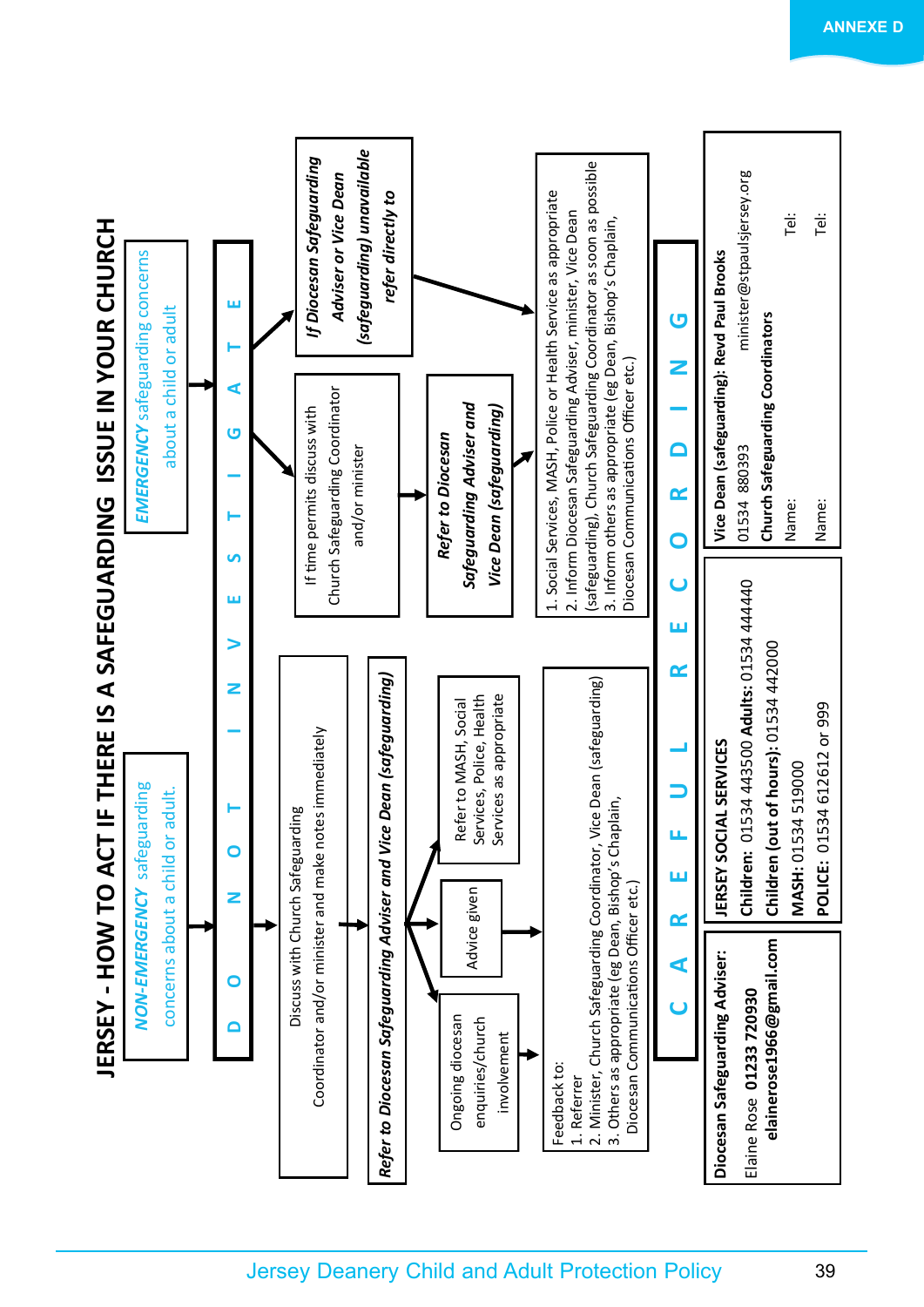# JERSEY - HOW TO ACT IF THERE IS A SAFEGUARDING ISSUE IN YOUR CHURCH

**NON-EMERGENCY** safeguarding concerns about a child or adult.

**D O N O T  I N V E S T I G A T E**

Discuss with Church Safeguarding Coordinator and/or minister and make notes immediately

***Refer to Diocesan Safeguarding Adviser and Vice Dean (safeguarding)***

- Ongoing diocesan enquiries/church involvement
- Advice given
- Refer to MASH, Social Services, Police, Health Services as appropriate

Feedback to:
1. Referrer
2. Minister, Church Safeguarding Coordinator, Vice Dean (safeguarding)
3. Others as appropriate (eg Dean, Bishop's Chaplain, Diocesan Communications Officer etc.)

**EMERGENCY** safeguarding concerns about a child or adult

If time permits discuss with Church Safeguarding Coordinator and/or minister

***Refer to Diocesan Safeguarding Adviser and Vice Dean (safeguarding)***

***If Diocesan Safeguarding Adviser or Vice Dean (safeguarding) unavailable refer directly to***

1. Social Services, MASH, Police or Health Service as appropriate
2. Inform Diocesan Safeguarding Adviser, minister, Vice Dean (safeguarding), Church Safeguarding Coordinator as soon as possible
3. Inform others as appropriate (eg Dean, Bishop's Chaplain, Diocesan Communications Officer etc.)

**C A R E F U L  R E C O R D I N G**

**Diocesan Safeguarding Adviser:**
Elaine Rose **01233 720930**
**elainerose1966@gmail.com**

**JERSEY SOCIAL SERVICES**
**Children:** 01534 443500 **Adults:** 01534 444440
**Children (out of hours):** 01534 442000
**MASH:** 01534 519000
**POLICE:** 01534 612612 or 999

**Vice Dean (safeguarding): Revd Paul Brooks**
01534 880393 minister@stpaulsjersey.org
**Church Safeguarding Coordinators**
Name: Tel:
Name: Tel: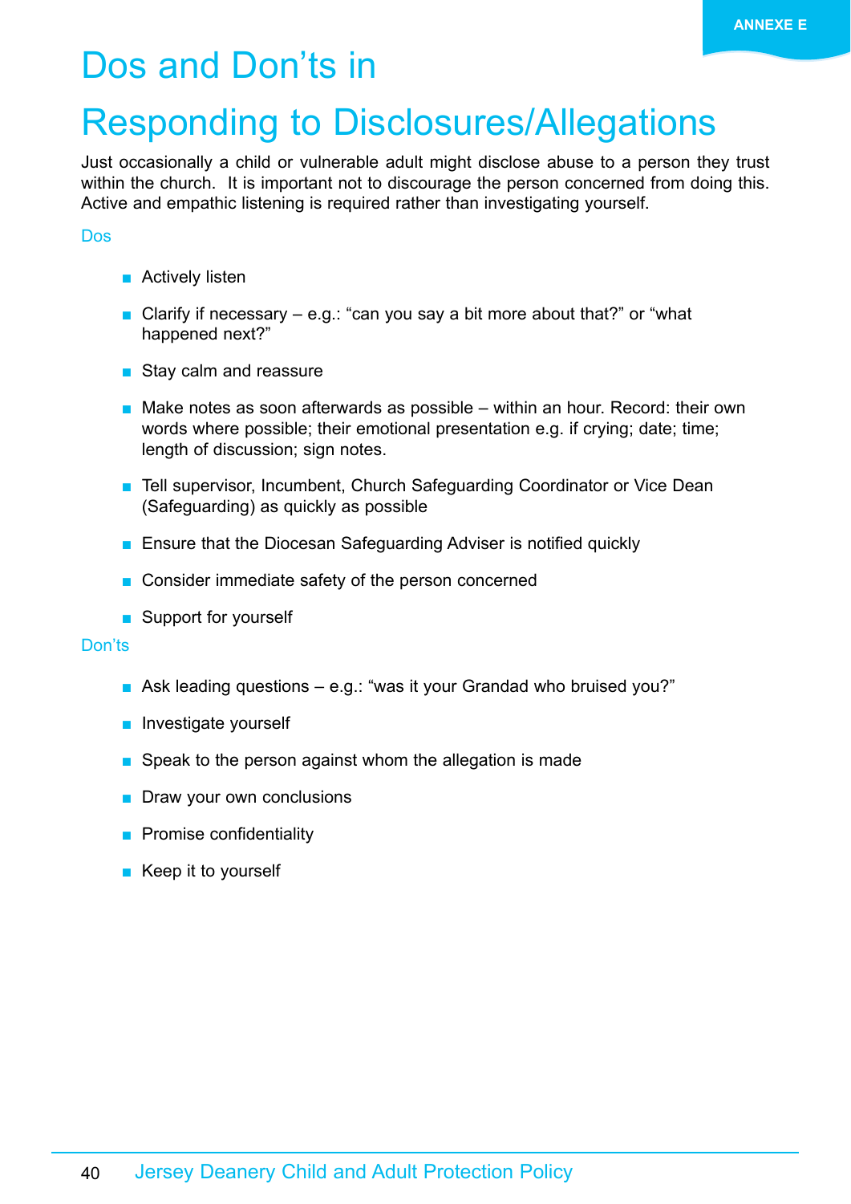ANNEXE E

# Dos and Don'ts in Responding to Disclosures/Allegations

Just occasionally a child or vulnerable adult might disclose abuse to a person they trust within the church. It is important not to discourage the person concerned from doing this. Active and empathic listening is required rather than investigating yourself.

## Dos

- Actively listen
- Clarify if necessary – e.g.: "can you say a bit more about that?" or "what happened next?"
- Stay calm and reassure
- Make notes as soon afterwards as possible – within an hour. Record: their own words where possible; their emotional presentation e.g. if crying; date; time; length of discussion; sign notes.
- Tell supervisor, Incumbent, Church Safeguarding Coordinator or Vice Dean (Safeguarding) as quickly as possible
- Ensure that the Diocesan Safeguarding Adviser is notified quickly
- Consider immediate safety of the person concerned
- Support for yourself

## Don'ts

- Ask leading questions – e.g.: "was it your Grandad who bruised you?"
- Investigate yourself
- Speak to the person against whom the allegation is made
- Draw your own conclusions
- Promise confidentiality
- Keep it to yourself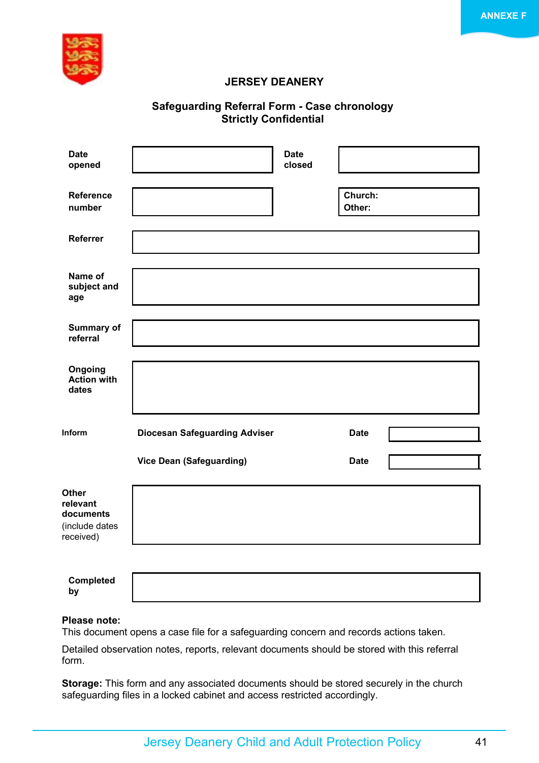ANNEXE F

# JERSEY DEANERY

## Safeguarding Referral Form - Case chronology
## Strictly Confidential

| | | | |
|---|---|---|---|
| **Date opened** | | **Date closed** | |
| **Reference number** | | | **Church:** <br> **Other:** |
| **Referrer** | | | |
| **Name of subject and age** | | | |
| **Summary of referral** | | | |
| **Ongoing Action with dates** | | | |
| **Inform** | **Diocesan Safeguarding Adviser** | **Date** | |
| | **Vice Dean (Safeguarding)** | **Date** | |
| **Other relevant documents** (include dates received) | | | |
| **Completed by** | | | |

**Please note:**
This document opens a case file for a safeguarding concern and records actions taken.

Detailed observation notes, reports, relevant documents should be stored with this referral form.

**Storage:** This form and any associated documents should be stored securely in the church safeguarding files in a locked cabinet and access restricted accordingly.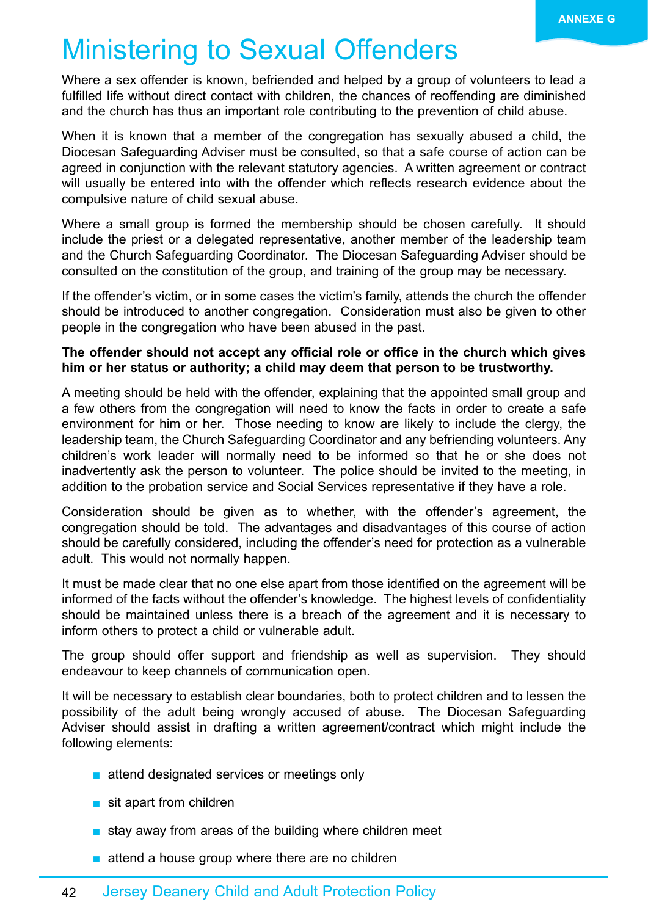ANNEXE G

# Ministering to Sexual Offenders

Where a sex offender is known, befriended and helped by a group of volunteers to lead a fulfilled life without direct contact with children, the chances of reoffending are diminished and the church has thus an important role contributing to the prevention of child abuse.

When it is known that a member of the congregation has sexually abused a child, the Diocesan Safeguarding Adviser must be consulted, so that a safe course of action can be agreed in conjunction with the relevant statutory agencies. A written agreement or contract will usually be entered into with the offender which reflects research evidence about the compulsive nature of child sexual abuse.

Where a small group is formed the membership should be chosen carefully. It should include the priest or a delegated representative, another member of the leadership team and the Church Safeguarding Coordinator. The Diocesan Safeguarding Adviser should be consulted on the constitution of the group, and training of the group may be necessary.

If the offender's victim, or in some cases the victim's family, attends the church the offender should be introduced to another congregation. Consideration must also be given to other people in the congregation who have been abused in the past.

**The offender should not accept any official role or office in the church which gives him or her status or authority; a child may deem that person to be trustworthy.**

A meeting should be held with the offender, explaining that the appointed small group and a few others from the congregation will need to know the facts in order to create a safe environment for him or her. Those needing to know are likely to include the clergy, the leadership team, the Church Safeguarding Coordinator and any befriending volunteers. Any children's work leader will normally need to be informed so that he or she does not inadvertently ask the person to volunteer. The police should be invited to the meeting, in addition to the probation service and Social Services representative if they have a role.

Consideration should be given as to whether, with the offender's agreement, the congregation should be told. The advantages and disadvantages of this course of action should be carefully considered, including the offender's need for protection as a vulnerable adult. This would not normally happen.

It must be made clear that no one else apart from those identified on the agreement will be informed of the facts without the offender's knowledge. The highest levels of confidentiality should be maintained unless there is a breach of the agreement and it is necessary to inform others to protect a child or vulnerable adult.

The group should offer support and friendship as well as supervision. They should endeavour to keep channels of communication open.

It will be necessary to establish clear boundaries, both to protect children and to lessen the possibility of the adult being wrongly accused of abuse. The Diocesan Safeguarding Adviser should assist in drafting a written agreement/contract which might include the following elements:

- attend designated services or meetings only
- sit apart from children
- stay away from areas of the building where children meet
- attend a house group where there are no children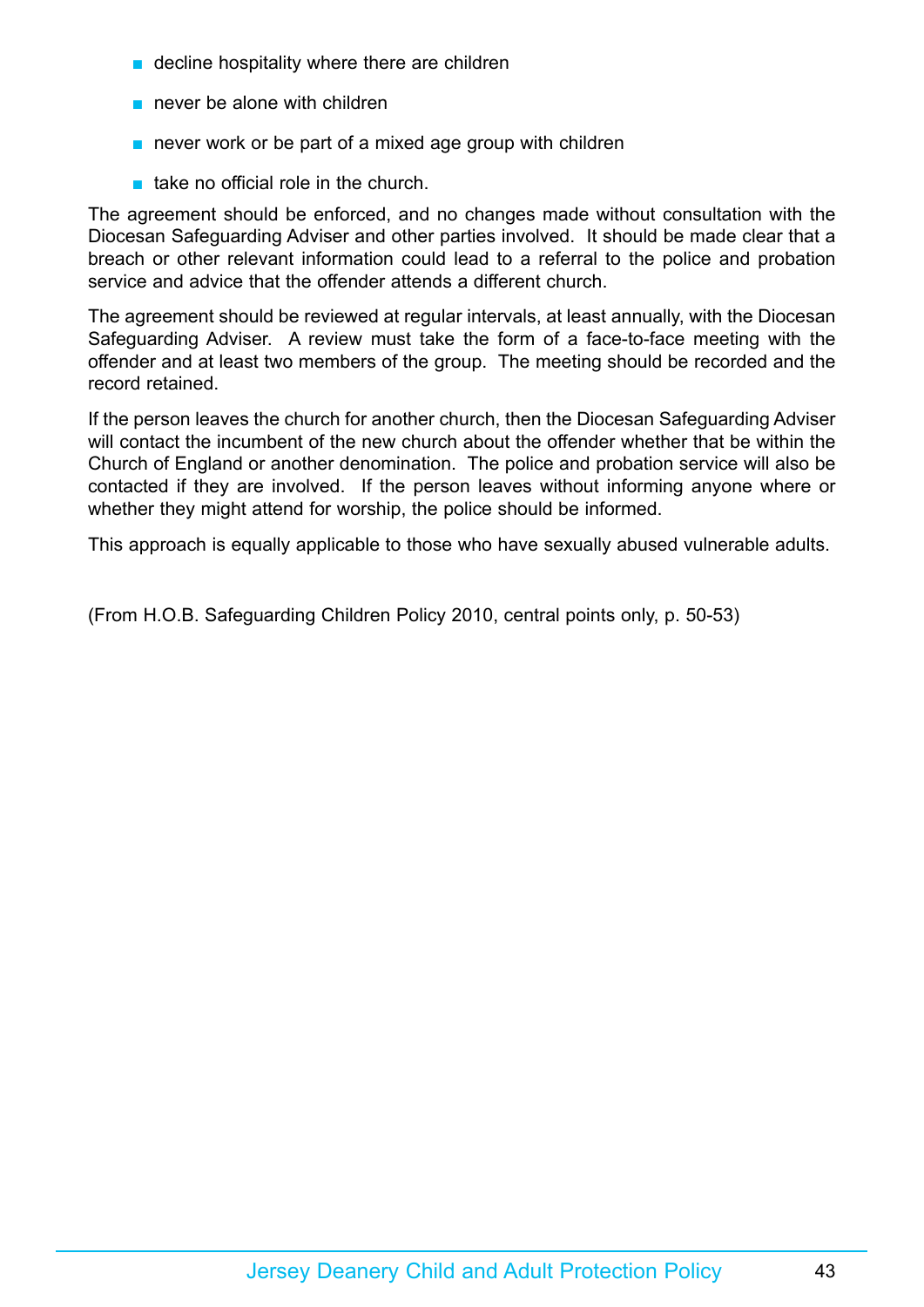- decline hospitality where there are children
- never be alone with children
- never work or be part of a mixed age group with children
- take no official role in the church.

The agreement should be enforced, and no changes made without consultation with the Diocesan Safeguarding Adviser and other parties involved. It should be made clear that a breach or other relevant information could lead to a referral to the police and probation service and advice that the offender attends a different church.

The agreement should be reviewed at regular intervals, at least annually, with the Diocesan Safeguarding Adviser. A review must take the form of a face-to-face meeting with the offender and at least two members of the group. The meeting should be recorded and the record retained.

If the person leaves the church for another church, then the Diocesan Safeguarding Adviser will contact the incumbent of the new church about the offender whether that be within the Church of England or another denomination. The police and probation service will also be contacted if they are involved. If the person leaves without informing anyone where or whether they might attend for worship, the police should be informed.

This approach is equally applicable to those who have sexually abused vulnerable adults.

(From H.O.B. Safeguarding Children Policy 2010, central points only, p. 50-53)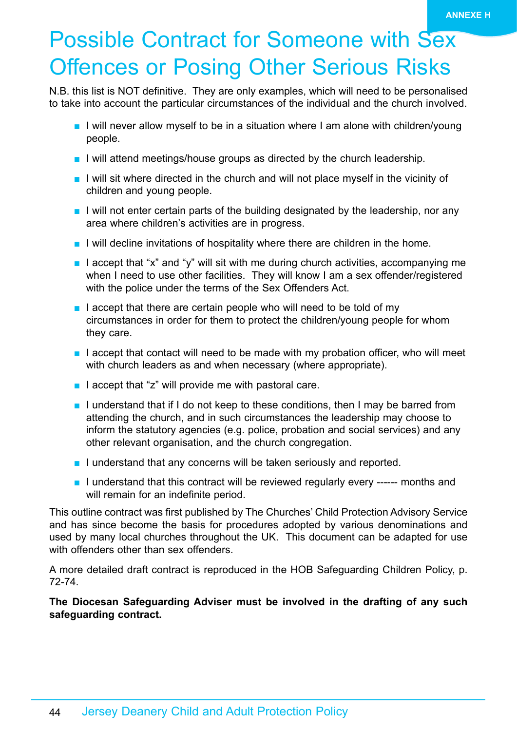ANNEXE H

# Possible Contract for Someone with Sex Offences or Posing Other Serious Risks

N.B. this list is NOT definitive. They are only examples, which will need to be personalised to take into account the particular circumstances of the individual and the church involved.

- I will never allow myself to be in a situation where I am alone with children/young people.
- I will attend meetings/house groups as directed by the church leadership.
- I will sit where directed in the church and will not place myself in the vicinity of children and young people.
- I will not enter certain parts of the building designated by the leadership, nor any area where children's activities are in progress.
- I will decline invitations of hospitality where there are children in the home.
- I accept that "x" and "y" will sit with me during church activities, accompanying me when I need to use other facilities. They will know I am a sex offender/registered with the police under the terms of the Sex Offenders Act.
- I accept that there are certain people who will need to be told of my circumstances in order for them to protect the children/young people for whom they care.
- I accept that contact will need to be made with my probation officer, who will meet with church leaders as and when necessary (where appropriate).
- I accept that "z" will provide me with pastoral care.
- I understand that if I do not keep to these conditions, then I may be barred from attending the church, and in such circumstances the leadership may choose to inform the statutory agencies (e.g. police, probation and social services) and any other relevant organisation, and the church congregation.
- I understand that any concerns will be taken seriously and reported.
- I understand that this contract will be reviewed regularly every ------ months and will remain for an indefinite period.

This outline contract was first published by The Churches' Child Protection Advisory Service and has since become the basis for procedures adopted by various denominations and used by many local churches throughout the UK. This document can be adapted for use with offenders other than sex offenders.

A more detailed draft contract is reproduced in the HOB Safeguarding Children Policy, p. 72-74.

**The Diocesan Safeguarding Adviser must be involved in the drafting of any such safeguarding contract.**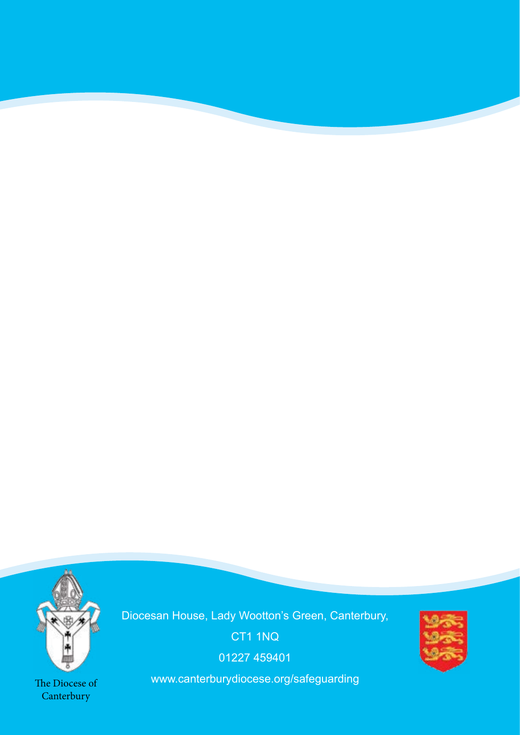The Diocese of Canterbury

Diocesan House, Lady Wootton's Green, Canterbury,

CT1 1NQ

01227 459401

www.canterburydiocese.org/safeguarding